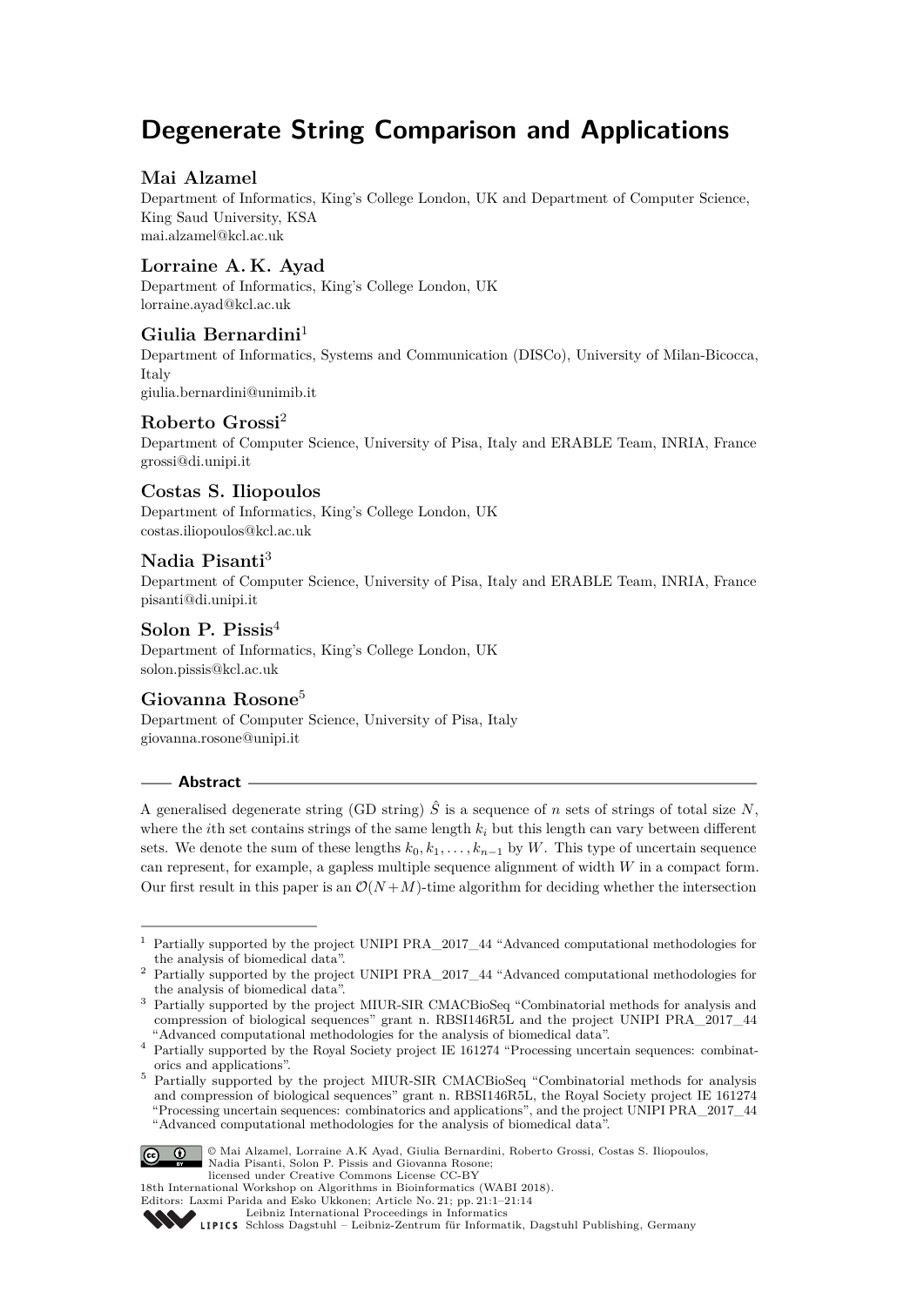# Degenerate String Comparison and Applications

**Mai Alzamel**

Department of Informatics, King's College London, UK and Department of Computer Science, King Saud University, KSA
mai.alzamel@kcl.ac.uk

**Lorraine A. K. Ayad**

Department of Informatics, King's College London, UK
lorraine.ayad@kcl.ac.uk

**Giulia Bernardini**[1]

Department of Informatics, Systems and Communication (DISCo), University of Milan-Bicocca, Italy
giulia.bernardini@unimib.it

**Roberto Grossi**[2]

Department of Computer Science, University of Pisa, Italy and ERABLE Team, INRIA, France
grossi@di.unipi.it

**Costas S. Iliopoulos**

Department of Informatics, King's College London, UK
costas.iliopoulos@kcl.ac.uk

**Nadia Pisanti**[3]

Department of Computer Science, University of Pisa, Italy and ERABLE Team, INRIA, France
pisanti@di.unipi.it

**Solon P. Pissis**[4]

Department of Informatics, King's College London, UK
solon.pissis@kcl.ac.uk

**Giovanna Rosone**[5]

Department of Computer Science, University of Pisa, Italy
giovanna.rosone@unipi.it

## Abstract

A generalised degenerate string (GD string) $\hat{S}$ is a sequence of $n$ sets of strings of total size $N$, where the $i$th set contains strings of the same length $k_i$ but this length can vary between different sets. We denote the sum of these lengths $k_0, k_1, \ldots, k_{n-1}$ by $W$. This type of uncertain sequence can represent, for example, a gapless multiple sequence alignment of width $W$ in a compact form. Our first result in this paper is an $\mathcal{O}(N+M)$-time algorithm for deciding whether the intersection

---

[1] Partially supported by the project UNIPI PRA_2017_44 "Advanced computational methodologies for the analysis of biomedical data".

[2] Partially supported by the project UNIPI PRA_2017_44 "Advanced computational methodologies for the analysis of biomedical data".

[3] Partially supported by the project MIUR-SIR CMACBioSeq "Combinatorial methods for analysis and compression of biological sequences" grant n. RBSI146R5L and the project UNIPI PRA_2017_44 "Advanced computational methodologies for the analysis of biomedical data".

[4] Partially supported by the Royal Society project IE 161274 "Processing uncertain sequences: combinatorics and applications".

[5] Partially supported by the project MIUR-SIR CMACBioSeq "Combinatorial methods for analysis and compression of biological sequences" grant n. RBSI146R5L, the Royal Society project IE 161274 "Processing uncertain sequences: combinatorics and applications", and the project UNIPI PRA_2017_44 "Advanced computational methodologies for the analysis of biomedical data".

© Mai Alzamel, Lorraine A.K Ayad, Giulia Bernardini, Roberto Grossi, Costas S. Iliopoulos, Nadia Pisanti, Solon P. Pissis and Giovanna Rosone;
licensed under Creative Commons License CC-BY
18th International Workshop on Algorithms in Bioinformatics (WABI 2018).
Editors: Laxmi Parida and Esko Ukkonen; Article No. 21; pp. 21:1–21:14
Leibniz International Proceedings in Informatics
Schloss Dagstuhl – Leibniz-Zentrum für Informatik, Dagstuhl Publishing, Germany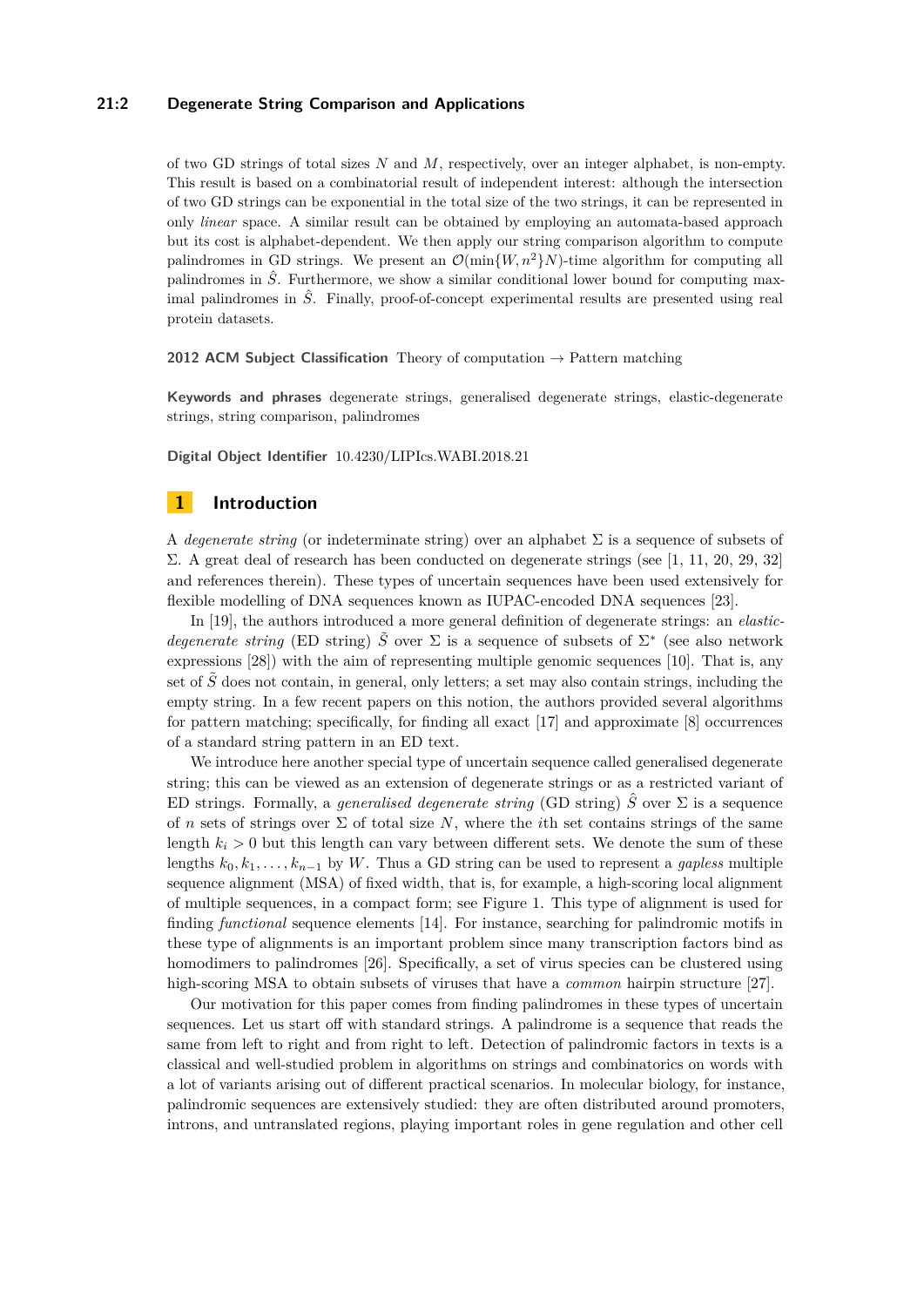of two GD strings of total sizes $N$ and $M$, respectively, over an integer alphabet, is non-empty. This result is based on a combinatorial result of independent interest: although the intersection of two GD strings can be exponential in the total size of the two strings, it can be represented in only *linear* space. A similar result can be obtained by employing an automata-based approach but its cost is alphabet-dependent. We then apply our string comparison algorithm to compute palindromes in GD strings. We present an $\mathcal{O}(\min\{W, n^2\}N)$-time algorithm for computing all palindromes in $\hat{S}$. Furthermore, we show a similar conditional lower bound for computing maximal palindromes in $\hat{S}$. Finally, proof-of-concept experimental results are presented using real protein datasets.

**2012 ACM Subject Classification** Theory of computation → Pattern matching

**Keywords and phrases** degenerate strings, generalised degenerate strings, elastic-degenerate strings, string comparison, palindromes

**Digital Object Identifier** 10.4230/LIPIcs.WABI.2018.21

## 1 Introduction

A *degenerate string* (or indeterminate string) over an alphabet $\Sigma$ is a sequence of subsets of $\Sigma$. A great deal of research has been conducted on degenerate strings (see [1, 11, 20, 29, 32] and references therein). These types of uncertain sequences have been used extensively for flexible modelling of DNA sequences known as IUPAC-encoded DNA sequences [23].

In [19], the authors introduced a more general definition of degenerate strings: an *elastic-degenerate string* (ED string) $\tilde{S}$ over $\Sigma$ is a sequence of subsets of $\Sigma^*$ (see also network expressions [28]) with the aim of representing multiple genomic sequences [10]. That is, any set of $\tilde{S}$ does not contain, in general, only letters; a set may also contain strings, including the empty string. In a few recent papers on this notion, the authors provided several algorithms for pattern matching; specifically, for finding all exact [17] and approximate [8] occurrences of a standard string pattern in an ED text.

We introduce here another special type of uncertain sequence called generalised degenerate string; this can be viewed as an extension of degenerate strings or as a restricted variant of ED strings. Formally, a *generalised degenerate string* (GD string) $\hat{S}$ over $\Sigma$ is a sequence of $n$ sets of strings over $\Sigma$ of total size $N$, where the $i$th set contains strings of the same length $k_i > 0$ but this length can vary between different sets. We denote the sum of these lengths $k_0, k_1, \ldots, k_{n-1}$ by $W$. Thus a GD string can be used to represent a *gapless* multiple sequence alignment (MSA) of fixed width, that is, for example, a high-scoring local alignment of multiple sequences, in a compact form; see Figure 1. This type of alignment is used for finding *functional* sequence elements [14]. For instance, searching for palindromic motifs in these type of alignments is an important problem since many transcription factors bind as homodimers to palindromes [26]. Specifically, a set of virus species can be clustered using high-scoring MSA to obtain subsets of viruses that have a *common* hairpin structure [27].

Our motivation for this paper comes from finding palindromes in these types of uncertain sequences. Let us start off with standard strings. A palindrome is a sequence that reads the same from left to right and from right to left. Detection of palindromic factors in texts is a classical and well-studied problem in algorithms on strings and combinatorics on words with a lot of variants arising out of different practical scenarios. In molecular biology, for instance, palindromic sequences are extensively studied: they are often distributed around promoters, introns, and untranslated regions, playing important roles in gene regulation and other cell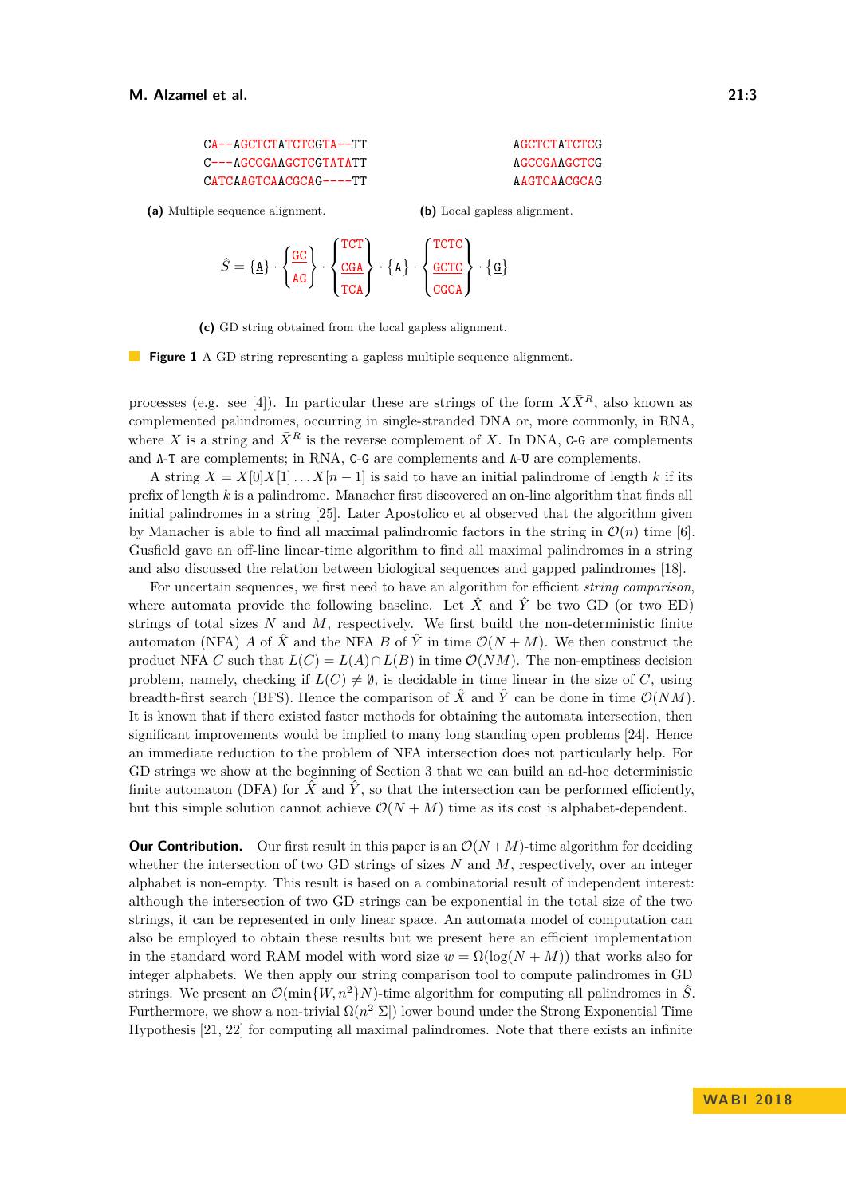```
CA--AGCTCTATCTCGTA--TT
C---AGCCGAAGCTCGTATATT
CATCAAGTCAACGCAG----TT
```

**(a)** Multiple sequence alignment.

```
AGCTCTATCTCG
AGCCGAAGCTCG
AAGTCAACGCAG
```

**(b)** Local gapless alignment.

$$\hat{S} = \{\texttt{A}\} \cdot \left\{ \begin{matrix} \texttt{GC} \\ \texttt{AG} \end{matrix} \right\} \cdot \left\{ \begin{matrix} \texttt{TCT} \\ \texttt{CGA} \\ \texttt{TCA} \end{matrix} \right\} \cdot \{\texttt{A}\} \cdot \left\{ \begin{matrix} \texttt{TCTC} \\ \texttt{GCTC} \\ \texttt{CGCA} \end{matrix} \right\} \cdot \{\texttt{G}\}$$

**(c)** GD string obtained from the local gapless alignment.

**Figure 1** A GD string representing a gapless multiple sequence alignment.

processes (e.g. see [4]). In particular these are strings of the form $X\bar{X}^R$, also known as complemented palindromes, occurring in single-stranded DNA or, more commonly, in RNA, where $X$ is a string and $\bar{X}^R$ is the reverse complement of $X$. In DNA, C-G are complements and A-T are complements; in RNA, C-G are complements and A-U are complements.

A string $X = X[0]X[1] \ldots X[n-1]$ is said to have an initial palindrome of length $k$ if its prefix of length $k$ is a palindrome. Manacher first discovered an on-line algorithm that finds all initial palindromes in a string [25]. Later Apostolico et al observed that the algorithm given by Manacher is able to find all maximal palindromic factors in the string in $\mathcal{O}(n)$ time [6]. Gusfield gave an off-line linear-time algorithm to find all maximal palindromes in a string and also discussed the relation between biological sequences and gapped palindromes [18].

For uncertain sequences, we first need to have an algorithm for efficient *string comparison*, where automata provide the following baseline. Let $\hat{X}$ and $\hat{Y}$ be two GD (or two ED) strings of total sizes $N$ and $M$, respectively. We first build the non-deterministic finite automaton (NFA) $A$ of $\hat{X}$ and the NFA $B$ of $\hat{Y}$ in time $\mathcal{O}(N + M)$. We then construct the product NFA $C$ such that $L(C) = L(A) \cap L(B)$ in time $\mathcal{O}(NM)$. The non-emptiness decision problem, namely, checking if $L(C) \neq \emptyset$, is decidable in time linear in the size of $C$, using breadth-first search (BFS). Hence the comparison of $\hat{X}$ and $\hat{Y}$ can be done in time $\mathcal{O}(NM)$. It is known that if there existed faster methods for obtaining the automata intersection, then significant improvements would be implied to many long standing open problems [24]. Hence an immediate reduction to the problem of NFA intersection does not particularly help. For GD strings we show at the beginning of Section 3 that we can build an ad-hoc deterministic finite automaton (DFA) for $\hat{X}$ and $\hat{Y}$, so that the intersection can be performed efficiently, but this simple solution cannot achieve $\mathcal{O}(N + M)$ time as its cost is alphabet-dependent.

**Our Contribution.** Our first result in this paper is an $\mathcal{O}(N+M)$-time algorithm for deciding whether the intersection of two GD strings of sizes $N$ and $M$, respectively, over an integer alphabet is non-empty. This result is based on a combinatorial result of independent interest: although the intersection of two GD strings can be exponential in the total size of the two strings, it can be represented in only linear space. An automata model of computation can also be employed to obtain these results but we present here an efficient implementation in the standard word RAM model with word size $w = \Omega(\log(N + M))$ that works also for integer alphabets. We then apply our string comparison tool to compute palindromes in GD strings. We present an $\mathcal{O}(\min\{W, n^2\}N)$-time algorithm for computing all palindromes in $\hat{S}$. Furthermore, we show a non-trivial $\Omega(n^2|\Sigma|)$ lower bound under the Strong Exponential Time Hypothesis [21, 22] for computing all maximal palindromes. Note that there exists an infinite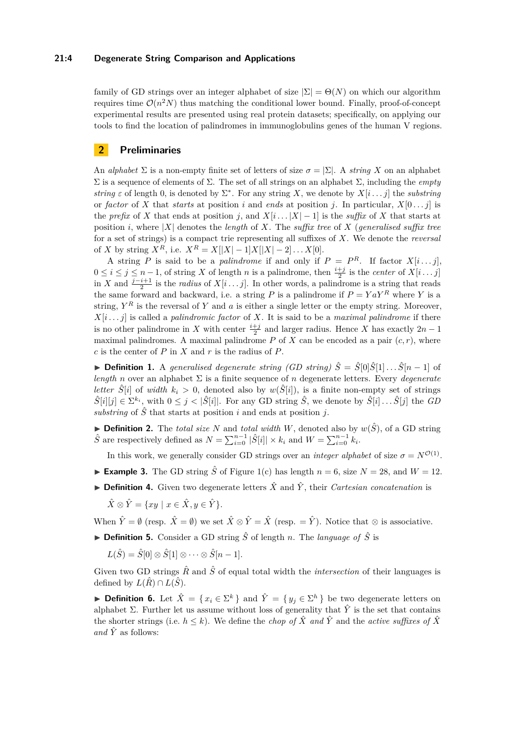family of GD strings over an integer alphabet of size $|\Sigma| = \Theta(N)$ on which our algorithm requires time $\mathcal{O}(n^2 N)$ thus matching the conditional lower bound. Finally, proof-of-concept experimental results are presented using real protein datasets; specifically, on applying our tools to find the location of palindromes in immunoglobulins genes of the human V regions.

## 2 Preliminaries

An *alphabet* $\Sigma$ is a non-empty finite set of letters of size $\sigma = |\Sigma|$. A *string* $X$ on an alphabet $\Sigma$ is a sequence of elements of $\Sigma$. The set of all strings on an alphabet $\Sigma$, including the *empty string* $\varepsilon$ of length 0, is denoted by $\Sigma^*$. For any string $X$, we denote by $X[i \dots j]$ the *substring* or *factor* of $X$ that *starts* at position $i$ and *ends* at position $j$. In particular, $X[0 \dots j]$ is the *prefix* of $X$ that ends at position $j$, and $X[i \dots |X|-1]$ is the *suffix* of $X$ that starts at position $i$, where $|X|$ denotes the *length* of $X$. The *suffix tree* of $X$ (*generalised suffix tree* for a set of strings) is a compact trie representing all suffixes of $X$. We denote the *reversal* of $X$ by string $X^R$, i.e. $X^R = X[|X|-1]X[|X|-2] \dots X[0]$.

A string $P$ is said to be a *palindrome* if and only if $P = P^R$. If factor $X[i \dots j]$, $0 \le i \le j \le n-1$, of string $X$ of length $n$ is a palindrome, then $\frac{i+j}{2}$ is the *center* of $X[i \dots j]$ in $X$ and $\frac{j-i+1}{2}$ is the *radius* of $X[i \dots j]$. In other words, a palindrome is a string that reads the same forward and backward, i.e. a string $P$ is a palindrome if $P = YaY^R$ where $Y$ is a string, $Y^R$ is the reversal of $Y$ and $a$ is either a single letter or the empty string. Moreover, $X[i \dots j]$ is called a *palindromic factor* of $X$. It is said to be a *maximal palindrome* if there is no other palindrome in $X$ with center $\frac{i+j}{2}$ and larger radius. Hence $X$ has exactly $2n-1$ maximal palindromes. A maximal palindrome $P$ of $X$ can be encoded as a pair $(c, r)$, where $c$ is the center of $P$ in $X$ and $r$ is the radius of $P$.

▶ **Definition 1.** A *generalised degenerate string (GD string)* $\hat{S} = \hat{S}[0]\hat{S}[1] \dots \hat{S}[n-1]$ of *length* $n$ over an alphabet $\Sigma$ is a finite sequence of $n$ degenerate letters. Every *degenerate letter* $\hat{S}[i]$ of *width* $k_i > 0$, denoted also by $w(\hat{S}[i])$, is a finite non-empty set of strings $\hat{S}[i][j] \in \Sigma^{k_i}$, with $0 \le j < |\hat{S}[i]|$. For any GD string $\hat{S}$, we denote by $\hat{S}[i] \dots \hat{S}[j]$ the *GD substring* of $\hat{S}$ that starts at position $i$ and ends at position $j$.

▶ **Definition 2.** The *total size* $N$ and *total width* $W$, denoted also by $w(\hat{S})$, of a GD string $\hat{S}$ are respectively defined as $N = \sum_{i=0}^{n-1} |\hat{S}[i]| \times k_i$ and $W = \sum_{i=0}^{n-1} k_i$.

In this work, we generally consider GD strings over an *integer alphabet* of size $\sigma = N^{\mathcal{O}(1)}$.

▶ **Example 3.** The GD string $\hat{S}$ of Figure 1(c) has length $n = 6$, size $N = 28$, and $W = 12$.

▶ **Definition 4.** Given two degenerate letters $\hat{X}$ and $\hat{Y}$, their *Cartesian concatenation* is

$$\hat{X} \otimes \hat{Y} = \{xy \mid x \in \hat{X}, y \in \hat{Y}\}.$$

When $\hat{Y} = \emptyset$ (resp. $\hat{X} = \emptyset$) we set $\hat{X} \otimes \hat{Y} = \hat{X}$ (resp. $= \hat{Y}$). Notice that $\otimes$ is associative.

▶ **Definition 5.** Consider a GD string $\hat{S}$ of length $n$. The *language of* $\hat{S}$ is

$$L(\hat{S}) = \hat{S}[0] \otimes \hat{S}[1] \otimes \dots \otimes \hat{S}[n-1].$$

Given two GD strings $\hat{R}$ and $\hat{S}$ of equal total width the *intersection* of their languages is defined by $L(\hat{R}) \cap L(\hat{S})$.

▶ **Definition 6.** Let $\hat{X} = \{\, x_i \in \Sigma^k \,\}$ and $\hat{Y} = \{\, y_j \in \Sigma^h \,\}$ be two degenerate letters on alphabet $\Sigma$. Further let us assume without loss of generality that $\hat{Y}$ is the set that contains the shorter strings (i.e. $h \le k$). We define the *chop of* $\hat{X}$ *and* $\hat{Y}$ and the *active suffixes of* $\hat{X}$ *and* $\hat{Y}$ as follows: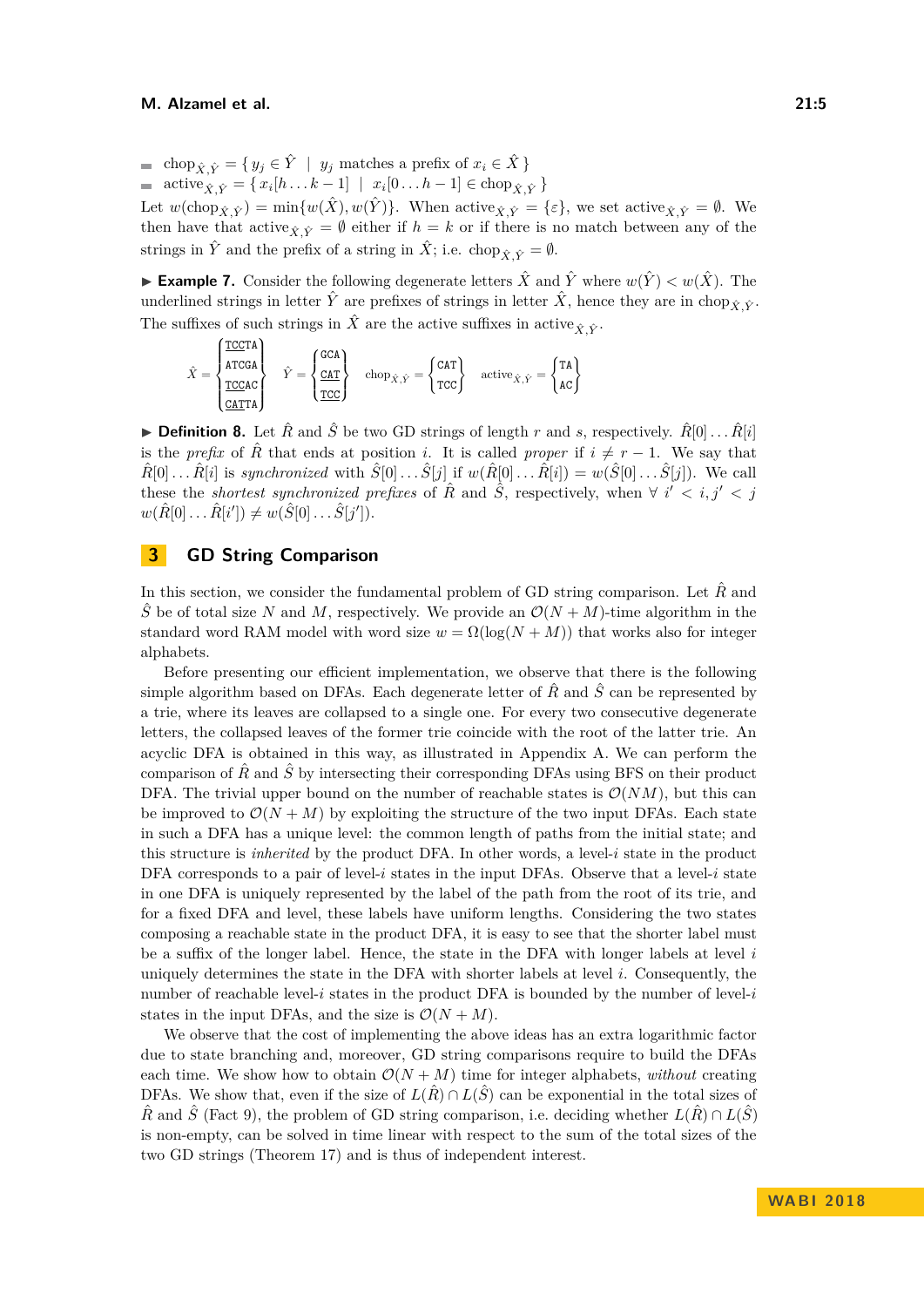- $\text{chop}_{\hat{X},\hat{Y}} = \{ y_j \in \hat{Y} \mid y_j \text{ matches a prefix of } x_i \in \hat{X} \}$
- $\text{active}_{\hat{X},\hat{Y}} = \{ x_i[h \dots k-1] \mid x_i[0 \dots h-1] \in \text{chop}_{\hat{X},\hat{Y}} \}$

Let $w(\text{chop}_{\hat{X},\hat{Y}}) = \min\{w(\hat{X}), w(\hat{Y})\}$. When $\text{active}_{\hat{X},\hat{Y}} = \{\varepsilon\}$, we set $\text{active}_{\hat{X},\hat{Y}} = \emptyset$. We then have that $\text{active}_{\hat{X},\hat{Y}} = \emptyset$ either if $h = k$ or if there is no match between any of the strings in $\hat{Y}$ and the prefix of a string in $\hat{X}$; i.e. $\text{chop}_{\hat{X},\hat{Y}} = \emptyset$.

▶ **Example 7.** Consider the following degenerate letters $\hat{X}$ and $\hat{Y}$ where $w(\hat{Y}) < w(\hat{X})$. The underlined strings in letter $\hat{Y}$ are prefixes of strings in letter $\hat{X}$, hence they are in $\text{chop}_{\hat{X},\hat{Y}}$. The suffixes of such strings in $\hat{X}$ are the active suffixes in $\text{active}_{\hat{X},\hat{Y}}$.

$$\hat{X} = \begin{Bmatrix} \underline{\texttt{TCC}}\texttt{TA} \\ \texttt{ATCGA} \\ \underline{\texttt{TCC}}\texttt{AC} \\ \underline{\texttt{CAT}}\texttt{TA} \end{Bmatrix} \quad \hat{Y} = \begin{Bmatrix} \texttt{GCA} \\ \underline{\texttt{CAT}} \\ \underline{\texttt{TCC}} \end{Bmatrix} \quad \text{chop}_{\hat{X},\hat{Y}} = \begin{Bmatrix} \texttt{CAT} \\ \texttt{TCC} \end{Bmatrix} \quad \text{active}_{\hat{X},\hat{Y}} = \begin{Bmatrix} \texttt{TA} \\ \texttt{AC} \end{Bmatrix}$$

▶ **Definition 8.** Let $\hat{R}$ and $\hat{S}$ be two GD strings of length $r$ and $s$, respectively. $\hat{R}[0] \dots \hat{R}[i]$ is the *prefix* of $\hat{R}$ that ends at position $i$. It is called *proper* if $i \neq r-1$. We say that $\hat{R}[0] \dots \hat{R}[i]$ is *synchronized* with $\hat{S}[0] \dots \hat{S}[j]$ if $w(\hat{R}[0] \dots \hat{R}[i]) = w(\hat{S}[0] \dots \hat{S}[j])$. We call these the *shortest synchronized prefixes* of $\hat{R}$ and $\hat{S}$, respectively, when $\forall\ i' < i, j' < j$ $w(\hat{R}[0] \dots \hat{R}[i']) \neq w(\hat{S}[0] \dots \hat{S}[j'])$.

## 3 GD String Comparison

In this section, we consider the fundamental problem of GD string comparison. Let $\hat{R}$ and $\hat{S}$ be of total size $N$ and $M$, respectively. We provide an $\mathcal{O}(N+M)$-time algorithm in the standard word RAM model with word size $w = \Omega(\log(N+M))$ that works also for integer alphabets.

Before presenting our efficient implementation, we observe that there is the following simple algorithm based on DFAs. Each degenerate letter of $\hat{R}$ and $\hat{S}$ can be represented by a trie, where its leaves are collapsed to a single one. For every two consecutive degenerate letters, the collapsed leaves of the former trie coincide with the root of the latter trie. An acyclic DFA is obtained in this way, as illustrated in Appendix A. We can perform the comparison of $\hat{R}$ and $\hat{S}$ by intersecting their corresponding DFAs using BFS on their product DFA. The trivial upper bound on the number of reachable states is $\mathcal{O}(NM)$, but this can be improved to $\mathcal{O}(N+M)$ by exploiting the structure of the two input DFAs. Each state in such a DFA has a unique level: the common length of paths from the initial state; and this structure is *inherited* by the product DFA. In other words, a level-$i$ state in the product DFA corresponds to a pair of level-$i$ states in the input DFAs. Observe that a level-$i$ state in one DFA is uniquely represented by the label of the path from the root of its trie, and for a fixed DFA and level, these labels have uniform lengths. Considering the two states composing a reachable state in the product DFA, it is easy to see that the shorter label must be a suffix of the longer label. Hence, the state in the DFA with longer labels at level $i$ uniquely determines the state in the DFA with shorter labels at level $i$. Consequently, the number of reachable level-$i$ states in the product DFA is bounded by the number of level-$i$ states in the input DFAs, and the size is $\mathcal{O}(N+M)$.

We observe that the cost of implementing the above ideas has an extra logarithmic factor due to state branching and, moreover, GD string comparisons require to build the DFAs each time. We show how to obtain $\mathcal{O}(N+M)$ time for integer alphabets, *without* creating DFAs. We show that, even if the size of $L(\hat{R}) \cap L(\hat{S})$ can be exponential in the total sizes of $\hat{R}$ and $\hat{S}$ (Fact 9), the problem of GD string comparison, i.e. deciding whether $L(\hat{R}) \cap L(\hat{S})$ is non-empty, can be solved in time linear with respect to the sum of the total sizes of the two GD strings (Theorem 17) and is thus of independent interest.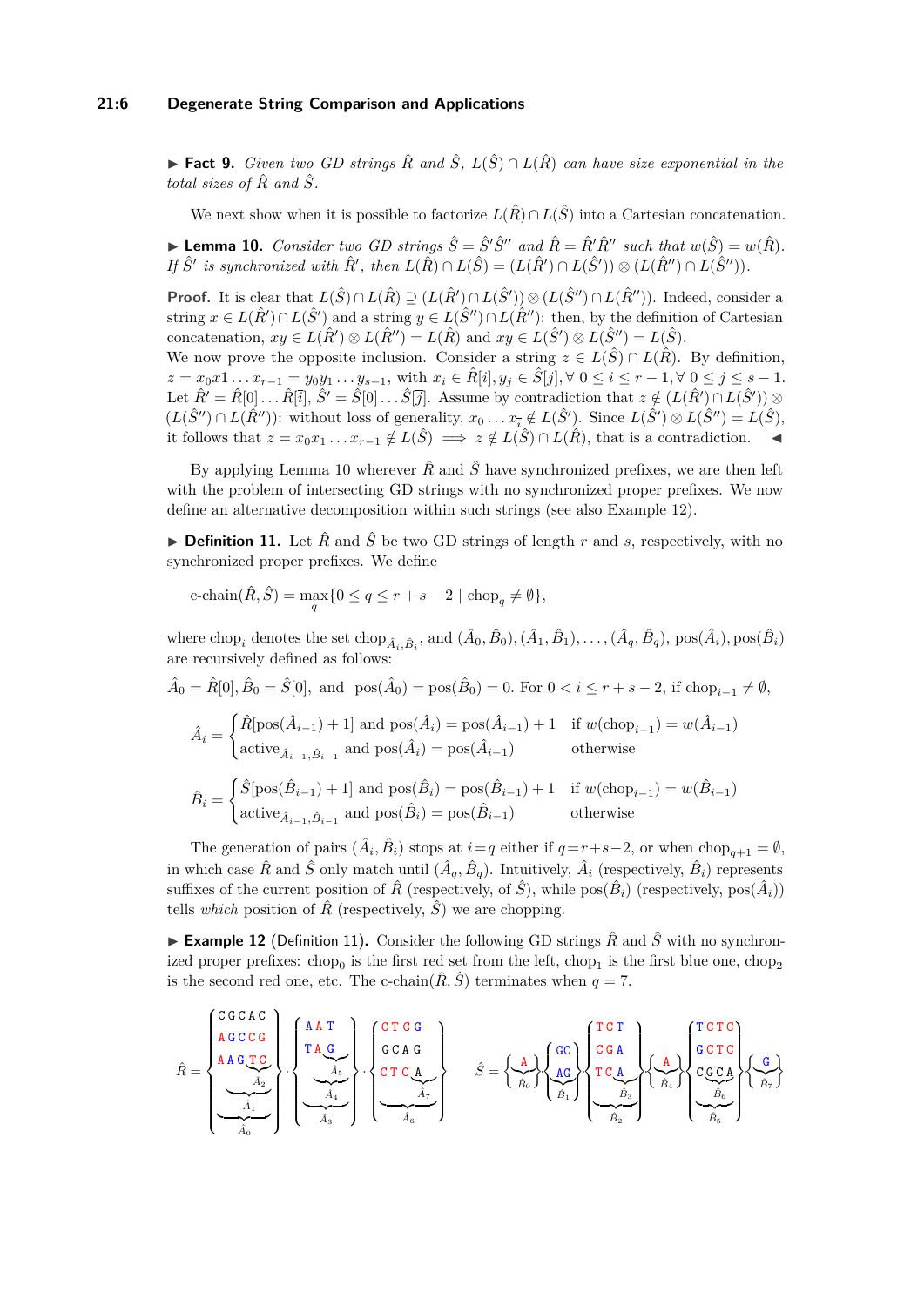**▶ Fact 9.** *Given two GD strings $\hat{R}$ and $\hat{S}$, $L(\hat{S}) \cap L(\hat{R})$ can have size exponential in the total sizes of $\hat{R}$ and $\hat{S}$.*

We next show when it is possible to factorize $L(\hat{R}) \cap L(\hat{S})$ into a Cartesian concatenation.

**▶ Lemma 10.** *Consider two GD strings $\hat{S} = \hat{S}'\hat{S}''$ and $\hat{R} = \hat{R}'\hat{R}''$ such that $w(\hat{S}) = w(\hat{R})$. If $\hat{S}'$ is synchronized with $\hat{R}'$, then $L(\hat{R}) \cap L(\hat{S}) = (L(\hat{R}') \cap L(\hat{S}')) \otimes (L(\hat{R}'') \cap L(\hat{S}''))$.*

**Proof.** It is clear that $L(\hat{S}) \cap L(\hat{R}) \supseteq (L(\hat{R}') \cap L(\hat{S}')) \otimes (L(\hat{S}'') \cap L(\hat{R}''))$. Indeed, consider a string $x \in L(\hat{R}') \cap L(\hat{S}')$ and a string $y \in L(\hat{S}'') \cap L(\hat{R}'')$: then, by the definition of Cartesian concatenation, $xy \in L(\hat{R}') \otimes L(\hat{R}'') = L(\hat{R})$ and $xy \in L(\hat{S}') \otimes L(\hat{S}'') = L(\hat{S})$.
We now prove the opposite inclusion. Consider a string $z \in L(\hat{S}) \cap L(\hat{R})$. By definition, $z = x_0x1 \dots x_{r-1} = y_0y_1 \dots y_{s-1}$, with $x_i \in \hat{R}[i], y_j \in \hat{S}[j], \forall\ 0 \le i \le r-1, \forall\ 0 \le j \le s-1$. Let $\hat{R}' = \hat{R}[0] \dots \hat{R}[\bar{i}]$, $\hat{S}' = \hat{S}[0] \dots \hat{S}[\bar{j}]$. Assume by contradiction that $z \notin (L(\hat{R}') \cap L(\hat{S}')) \otimes (L(\hat{S}'') \cap L(\hat{R}''))$: without loss of generality, $x_0 \dots x_{\bar{i}} \notin L(\hat{S}')$. Since $L(\hat{S}') \otimes L(\hat{S}'') = L(\hat{S})$, it follows that $z = x_0x_1 \dots x_{r-1} \notin L(\hat{S}) \implies z \notin L(\hat{S}) \cap L(\hat{R})$, that is a contradiction. ◀

By applying Lemma 10 wherever $\hat{R}$ and $\hat{S}$ have synchronized prefixes, we are then left with the problem of intersecting GD strings with no synchronized proper prefixes. We now define an alternative decomposition within such strings (see also Example 12).

**▶ Definition 11.** Let $\hat{R}$ and $\hat{S}$ be two GD strings of length $r$ and $s$, respectively, with no synchronized proper prefixes. We define

$$\text{c-chain}(\hat{R}, \hat{S}) = \max_q \{0 \le q \le r + s - 2 \mid \text{chop}_q \neq \emptyset\},$$

where $\text{chop}_i$ denotes the set $\text{chop}_{\hat{A}_i, \hat{B}_i}$, and $(\hat{A}_0, \hat{B}_0), (\hat{A}_1, \hat{B}_1), \dots, (\hat{A}_q, \hat{B}_q)$, $\text{pos}(\hat{A}_i), \text{pos}(\hat{B}_i)$ are recursively defined as follows:

$\hat{A}_0 = \hat{R}[0], \hat{B}_0 = \hat{S}[0]$, and $\text{pos}(\hat{A}_0) = \text{pos}(\hat{B}_0) = 0$. For $0 < i \le r + s - 2$, if $\text{chop}_{i-1} \neq \emptyset$,

$$\hat{A}_i = \begin{cases} \hat{R}[\text{pos}(\hat{A}_{i-1}) + 1] \text{ and } \text{pos}(\hat{A}_i) = \text{pos}(\hat{A}_{i-1}) + 1 & \text{if } w(\text{chop}_{i-1}) = w(\hat{A}_{i-1}) \\ \text{active}_{\hat{A}_{i-1}, \hat{B}_{i-1}} \text{ and } \text{pos}(\hat{A}_i) = \text{pos}(\hat{A}_{i-1}) & \text{otherwise} \end{cases}$$

$$\hat{B}_i = \begin{cases} \hat{S}[\text{pos}(\hat{B}_{i-1}) + 1] \text{ and } \text{pos}(\hat{B}_i) = \text{pos}(\hat{B}_{i-1}) + 1 & \text{if } w(\text{chop}_{i-1}) = w(\hat{B}_{i-1}) \\ \text{active}_{\hat{A}_{i-1}, \hat{B}_{i-1}} \text{ and } \text{pos}(\hat{B}_i) = \text{pos}(\hat{B}_{i-1}) & \text{otherwise} \end{cases}$$

The generation of pairs $(\hat{A}_i, \hat{B}_i)$ stops at $i = q$ either if $q = r + s - 2$, or when $\text{chop}_{q+1} = \emptyset$, in which case $\hat{R}$ and $\hat{S}$ only match until $(\hat{A}_q, \hat{B}_q)$. Intuitively, $\hat{A}_i$ (respectively, $\hat{B}_i$) represents suffixes of the current position of $\hat{R}$ (respectively, of $\hat{S}$), while $\text{pos}(\hat{B}_i)$ (respectively, $\text{pos}(\hat{A}_i)$) tells *which* position of $\hat{R}$ (respectively, $\hat{S}$) we are chopping.

**▶ Example 12** (Definition 11). Consider the following GD strings $\hat{R}$ and $\hat{S}$ with no synchronized proper prefixes: $\text{chop}_0$ is the first red set from the left, $\text{chop}_1$ is the first blue one, $\text{chop}_2$ is the second red one, etc. The c-chain$(\hat{R}, \hat{S})$ terminates when $q = 7$.

$$\hat{R} = \left\{\begin{matrix} \texttt{CGCAC} \\ \texttt{AGCCG} \\ \texttt{AAGTC} \end{matrix}\right\} \cdot \left\{\begin{matrix} \texttt{AAT} \\ \texttt{TAG} \end{matrix}\right\} \cdot \left\{\begin{matrix} \texttt{CTCG} \\ \texttt{GCAG} \\ \texttt{CTCA} \end{matrix}\right\} \qquad \hat{S} = \left\{\texttt{A}\right\}_{\hat{B}_0} \left\{\begin{matrix} \texttt{GC} \\ \texttt{AG} \end{matrix}\right\}_{\hat{B}_1} \left\{\begin{matrix} \texttt{TCT} \\ \texttt{CGA} \\ \texttt{TCA} \end{matrix}\right\}_{\hat{B}_2,\hat{B}_3} \left\{\texttt{A}\right\}_{\hat{B}_4} \left\{\begin{matrix} \texttt{TCTC} \\ \texttt{GCTC} \\ \texttt{CGCA} \end{matrix}\right\}_{\hat{B}_5,\hat{B}_6} \left\{\texttt{G}\right\}_{\hat{B}_7}$$

(In $\hat{R}$, the first set is $\hat{A}_0$, with suffixes $\hat{A}_1$ and $\hat{A}_2$; the second set is $\hat{A}_3$, with suffixes $\hat{A}_4$ and $\hat{A}_5$; the third set is $\hat{A}_6$, with suffix $\hat{A}_7$.)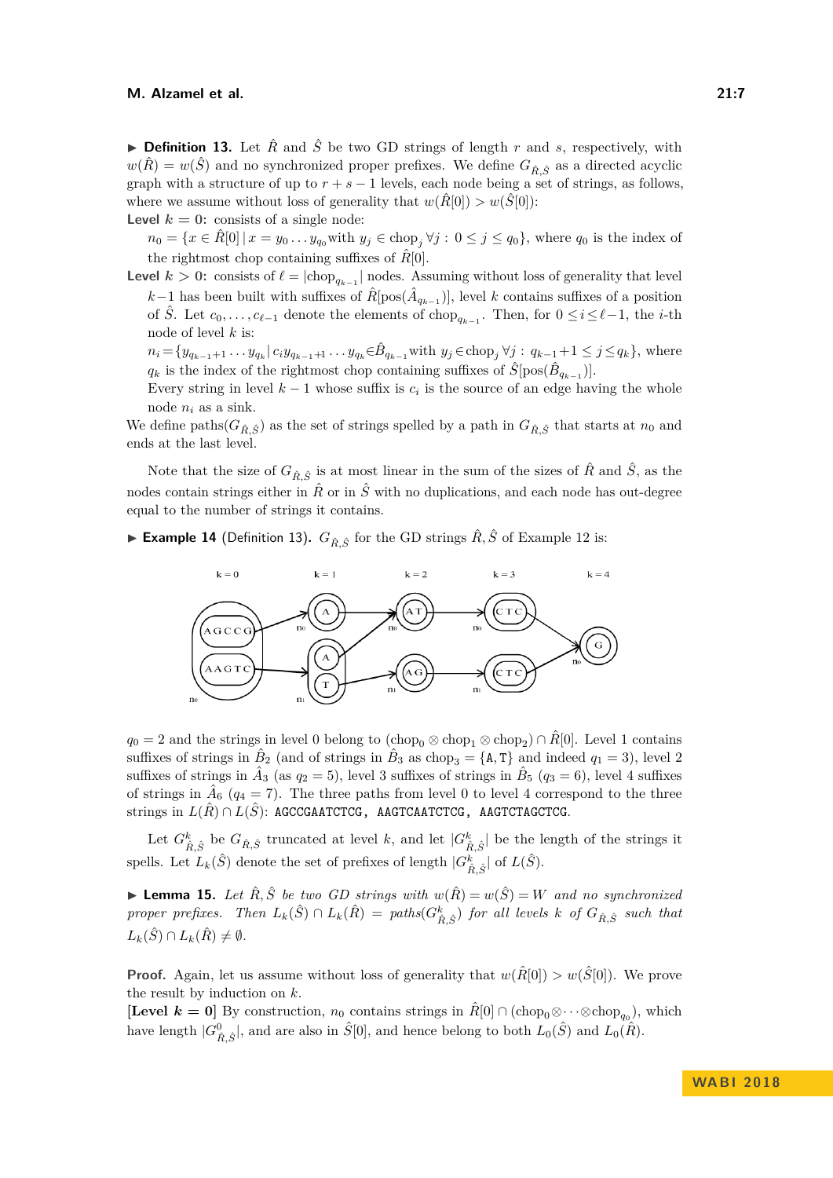▶ **Definition 13.** Let $\hat{R}$ and $\hat{S}$ be two GD strings of length $r$ and $s$, respectively, with $w(\hat{R}) = w(\hat{S})$ and no synchronized proper prefixes. We define $G_{\hat{R},\hat{S}}$ as a directed acyclic graph with a structure of up to $r + s - 1$ levels, each node being a set of strings, as follows, where we assume without loss of generality that $w(\hat{R}[0]) > w(\hat{S}[0])$:

**Level $k = 0$:** consists of a single node:

$n_0 = \{x \in \hat{R}[0] \,|\, x = y_0 \dots y_{q_0} \text{with } y_j \in \text{chop}_j \; \forall j : 0 \leq j \leq q_0\}$, where $q_0$ is the index of the rightmost chop containing suffixes of $\hat{R}[0]$.

**Level $k > 0$:** consists of $\ell = |\text{chop}_{q_{k-1}}|$ nodes. Assuming without loss of generality that level $k-1$ has been built with suffixes of $\hat{R}[\text{pos}(\hat{A}_{q_{k-1}})]$, level $k$ contains suffixes of a position of $\hat{S}$. Let $c_0, \dots, c_{\ell-1}$ denote the elements of $\text{chop}_{q_{k-1}}$. Then, for $0 \leq i \leq \ell - 1$, the $i$-th node of level $k$ is:

$n_i = \{y_{q_{k-1}+1} \dots y_{q_k} \,|\, c_i y_{q_{k-1}+1} \dots y_{q_k} \in \hat{B}_{q_{k-1}} \text{with } y_j \in \text{chop}_j \; \forall j : q_{k-1}+1 \leq j \leq q_k\}$, where $q_k$ is the index of the rightmost chop containing suffixes of $\hat{S}[\text{pos}(\hat{B}_{q_{k-1}})]$.

Every string in level $k-1$ whose suffix is $c_i$ is the source of an edge having the whole node $n_i$ as a sink.

We define $\text{paths}(G_{\hat{R},\hat{S}})$ as the set of strings spelled by a path in $G_{\hat{R},\hat{S}}$ that starts at $n_0$ and ends at the last level.

Note that the size of $G_{\hat{R},\hat{S}}$ is at most linear in the sum of the sizes of $\hat{R}$ and $\hat{S}$, as the nodes contain strings either in $\hat{R}$ or in $\hat{S}$ with no duplications, and each node has out-degree equal to the number of strings it contains.

▶ **Example 14** (Definition 13). $G_{\hat{R},\hat{S}}$ for the GD strings $\hat{R}, \hat{S}$ of Example 12 is:

$q_0 = 2$ and the strings in level 0 belong to $(\text{chop}_0 \otimes \text{chop}_1 \otimes \text{chop}_2) \cap \hat{R}[0]$. Level 1 contains suffixes of strings in $\hat{B}_2$ (and of strings in $\hat{B}_3$ as $\text{chop}_3 = \{\texttt{A},\texttt{T}\}$ and indeed $q_1 = 3$), level 2 suffixes of strings in $\hat{A}_3$ (as $q_2 = 5$), level 3 suffixes of strings in $\hat{B}_5$ ($q_3 = 6$), level 4 suffixes of strings in $\hat{A}_6$ ($q_4 = 7$). The three paths from level 0 to level 4 correspond to the three strings in $L(\hat{R}) \cap L(\hat{S})$: `AGCCGAATCTCG`, `AAGTCAATCTCG`, `AAGTCTAGCTCG`.

Let $G^k_{\hat{R},\hat{S}}$ be $G_{\hat{R},\hat{S}}$ truncated at level $k$, and let $|G^k_{\hat{R},\hat{S}}|$ be the length of the strings it spells. Let $L_k(\hat{S})$ denote the set of prefixes of length $|G^k_{\hat{R},\hat{S}}|$ of $L(\hat{S})$.

▶ **Lemma 15.** *Let $\hat{R}, \hat{S}$ be two GD strings with $w(\hat{R}) = w(\hat{S}) = W$ and no synchronized proper prefixes. Then $L_k(\hat{S}) \cap L_k(\hat{R}) = \text{paths}(G^k_{\hat{R},\hat{S}})$ for all levels $k$ of $G_{\hat{R},\hat{S}}$ such that $L_k(\hat{S}) \cap L_k(\hat{R}) \neq \emptyset$.*

**Proof.** Again, let us assume without loss of generality that $w(\hat{R}[0]) > w(\hat{S}[0])$. We prove the result by induction on $k$.

**[Level $k = 0$]** By construction, $n_0$ contains strings in $\hat{R}[0] \cap (\text{chop}_0 \otimes \cdots \otimes \text{chop}_{q_0})$, which have length $|G^0_{\hat{R},\hat{S}}|$, and are also in $\hat{S}[0]$, and hence belong to both $L_0(\hat{S})$ and $L_0(\hat{R})$.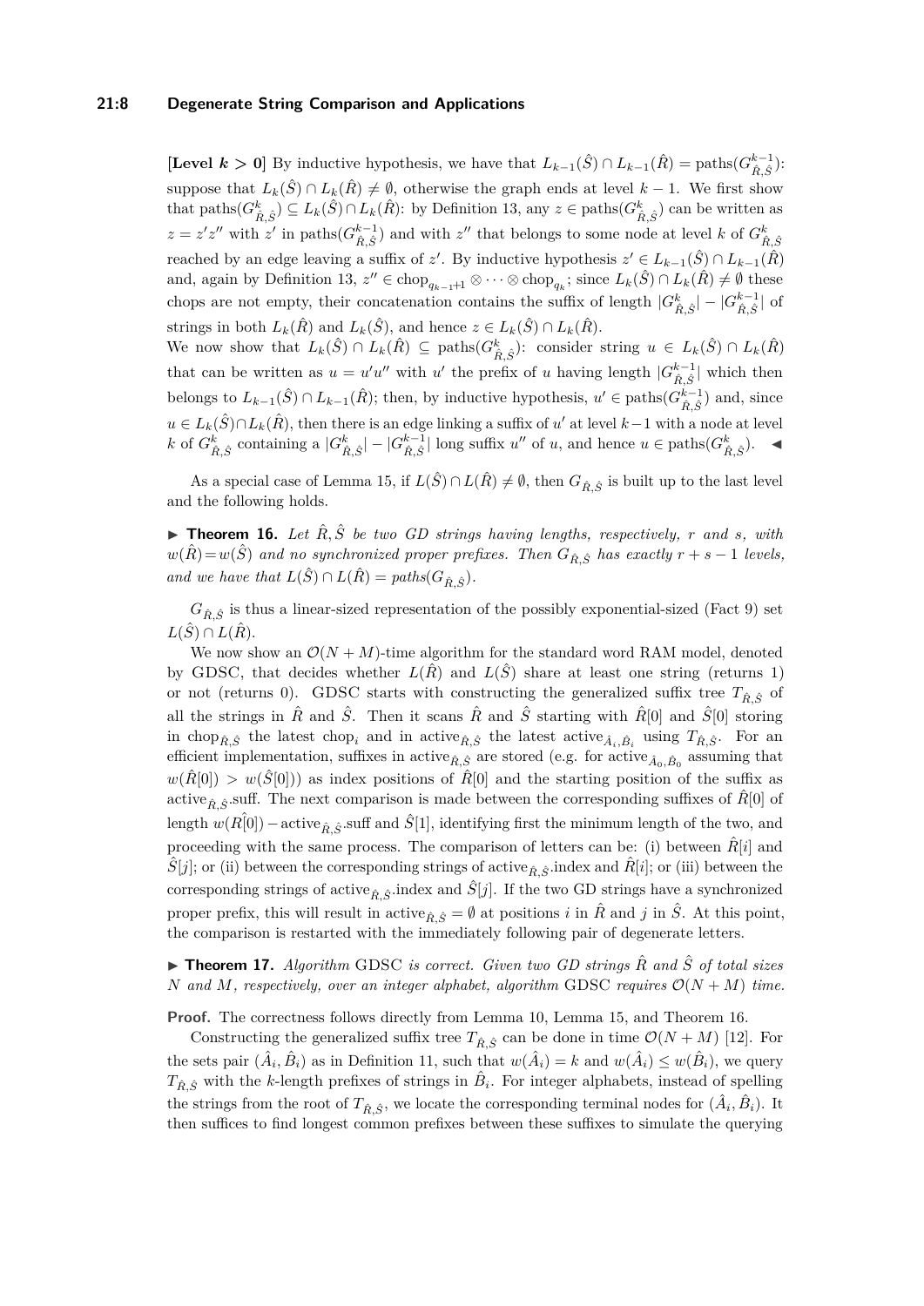**[Level $k > 0$]** By inductive hypothesis, we have that $L_{k-1}(\hat{S}) \cap L_{k-1}(\hat{R}) = \text{paths}(G^{k-1}_{\hat{R},\hat{S}})$: suppose that $L_k(\hat{S}) \cap L_k(\hat{R}) \neq \emptyset$, otherwise the graph ends at level $k-1$. We first show that $\text{paths}(G^{k}_{\hat{R},\hat{S}}) \subseteq L_k(\hat{S}) \cap L_k(\hat{R})$: by Definition 13, any $z \in \text{paths}(G^{k}_{\hat{R},\hat{S}})$ can be written as $z = z'z''$ with $z'$ in $\text{paths}(G^{k-1}_{\hat{R},\hat{S}})$ and with $z''$ that belongs to some node at level $k$ of $G^{k}_{\hat{R},\hat{S}}$ reached by an edge leaving a suffix of $z'$. By inductive hypothesis $z' \in L_{k-1}(\hat{S}) \cap L_{k-1}(\hat{R})$ and, again by Definition 13, $z'' \in \text{chop}_{q_{k-1}+1} \otimes \cdots \otimes \text{chop}_{q_k}$; since $L_k(\hat{S}) \cap L_k(\hat{R}) \neq \emptyset$ these chops are not empty, their concatenation contains the suffix of length $|G^{k}_{\hat{R},\hat{S}}| - |G^{k-1}_{\hat{R},\hat{S}}|$ of strings in both $L_k(\hat{R})$ and $L_k(\hat{S})$, and hence $z \in L_k(\hat{S}) \cap L_k(\hat{R})$.
We now show that $L_k(\hat{S}) \cap L_k(\hat{R}) \subseteq \text{paths}(G^{k}_{\hat{R},\hat{S}})$: consider string $u \in L_k(\hat{S}) \cap L_k(\hat{R})$ that can be written as $u = u'u''$ with $u'$ the prefix of $u$ having length $|G^{k-1}_{\hat{R},\hat{S}}|$ which then belongs to $L_{k-1}(\hat{S}) \cap L_{k-1}(\hat{R})$; then, by inductive hypothesis, $u' \in \text{paths}(G^{k-1}_{\hat{R},\hat{S}})$ and, since $u \in L_k(\hat{S}) \cap L_k(\hat{R})$, then there is an edge linking a suffix of $u'$ at level $k-1$ with a node at level $k$ of $G^{k}_{\hat{R},\hat{S}}$ containing a $|G^{k}_{\hat{R},\hat{S}}| - |G^{k-1}_{\hat{R},\hat{S}}|$ long suffix $u''$ of $u$, and hence $u \in \text{paths}(G^{k}_{\hat{R},\hat{S}})$. ◀

As a special case of Lemma 15, if $L(\hat{S}) \cap L(\hat{R}) \neq \emptyset$, then $G_{\hat{R},\hat{S}}$ is built up to the last level and the following holds.

▶ **Theorem 16.** *Let $\hat{R}, \hat{S}$ be two GD strings having lengths, respectively, $r$ and $s$, with $w(\hat{R}) = w(\hat{S})$ and no synchronized proper prefixes. Then $G_{\hat{R},\hat{S}}$ has exactly $r + s - 1$ levels, and we have that $L(\hat{S}) \cap L(\hat{R}) = \text{paths}(G_{\hat{R},\hat{S}})$.*

$G_{\hat{R},\hat{S}}$ is thus a linear-sized representation of the possibly exponential-sized (Fact 9) set $L(\hat{S}) \cap L(\hat{R})$.

We now show an $\mathcal{O}(N + M)$-time algorithm for the standard word RAM model, denoted by GDSC, that decides whether $L(\hat{R})$ and $L(\hat{S})$ share at least one string (returns 1) or not (returns 0). GDSC starts with constructing the generalized suffix tree $T_{\hat{R},\hat{S}}$ of all the strings in $\hat{R}$ and $\hat{S}$. Then it scans $\hat{R}$ and $\hat{S}$ starting with $\hat{R}[0]$ and $\hat{S}[0]$ storing in $\text{chop}_{\hat{R},\hat{S}}$ the latest $\text{chop}_i$ and in $\text{active}_{\hat{R},\hat{S}}$ the latest $\text{active}_{\hat{A}_i,\hat{B}_i}$ using $T_{\hat{R},\hat{S}}$. For an efficient implementation, suffixes in $\text{active}_{\hat{R},\hat{S}}$ are stored (e.g. for $\text{active}_{\hat{A}_0,\hat{B}_0}$ assuming that $w(\hat{R}[0]) > w(\hat{S}[0])$) as index positions of $\hat{R}[0]$ and the starting position of the suffix as $\text{active}_{\hat{R},\hat{S}}.\text{suff}$. The next comparison is made between the corresponding suffixes of $\hat{R}[0]$ of length $w(\hat{R}[0]) - \text{active}_{\hat{R},\hat{S}}.\text{suff}$ and $\hat{S}[1]$, identifying first the minimum length of the two, and proceeding with the same process. The comparison of letters can be: (i) between $\hat{R}[i]$ and $\hat{S}[j]$; or (ii) between the corresponding strings of $\text{active}_{\hat{R},\hat{S}}.\text{index}$ and $\hat{R}[i]$; or (iii) between the corresponding strings of $\text{active}_{\hat{R},\hat{S}}.\text{index}$ and $\hat{S}[j]$. If the two GD strings have a synchronized proper prefix, this will result in $\text{active}_{\hat{R},\hat{S}} = \emptyset$ at positions $i$ in $\hat{R}$ and $j$ in $\hat{S}$. At this point, the comparison is restarted with the immediately following pair of degenerate letters.

▶ **Theorem 17.** *Algorithm* GDSC *is correct. Given two GD strings $\hat{R}$ and $\hat{S}$ of total sizes $N$ and $M$, respectively, over an integer alphabet, algorithm* GDSC *requires $\mathcal{O}(N + M)$ time.*

**Proof.** The correctness follows directly from Lemma 10, Lemma 15, and Theorem 16.

Constructing the generalized suffix tree $T_{\hat{R},\hat{S}}$ can be done in time $\mathcal{O}(N + M)$ [12]. For the sets pair $(\hat{A}_i, \hat{B}_i)$ as in Definition 11, such that $w(\hat{A}_i) = k$ and $w(\hat{A}_i) \leq w(\hat{B}_i)$, we query $T_{\hat{R},\hat{S}}$ with the $k$-length prefixes of strings in $\hat{B}_i$. For integer alphabets, instead of spelling the strings from the root of $T_{\hat{R},\hat{S}}$, we locate the corresponding terminal nodes for $(\hat{A}_i, \hat{B}_i)$. It then suffices to find longest common prefixes between these suffixes to simulate the querying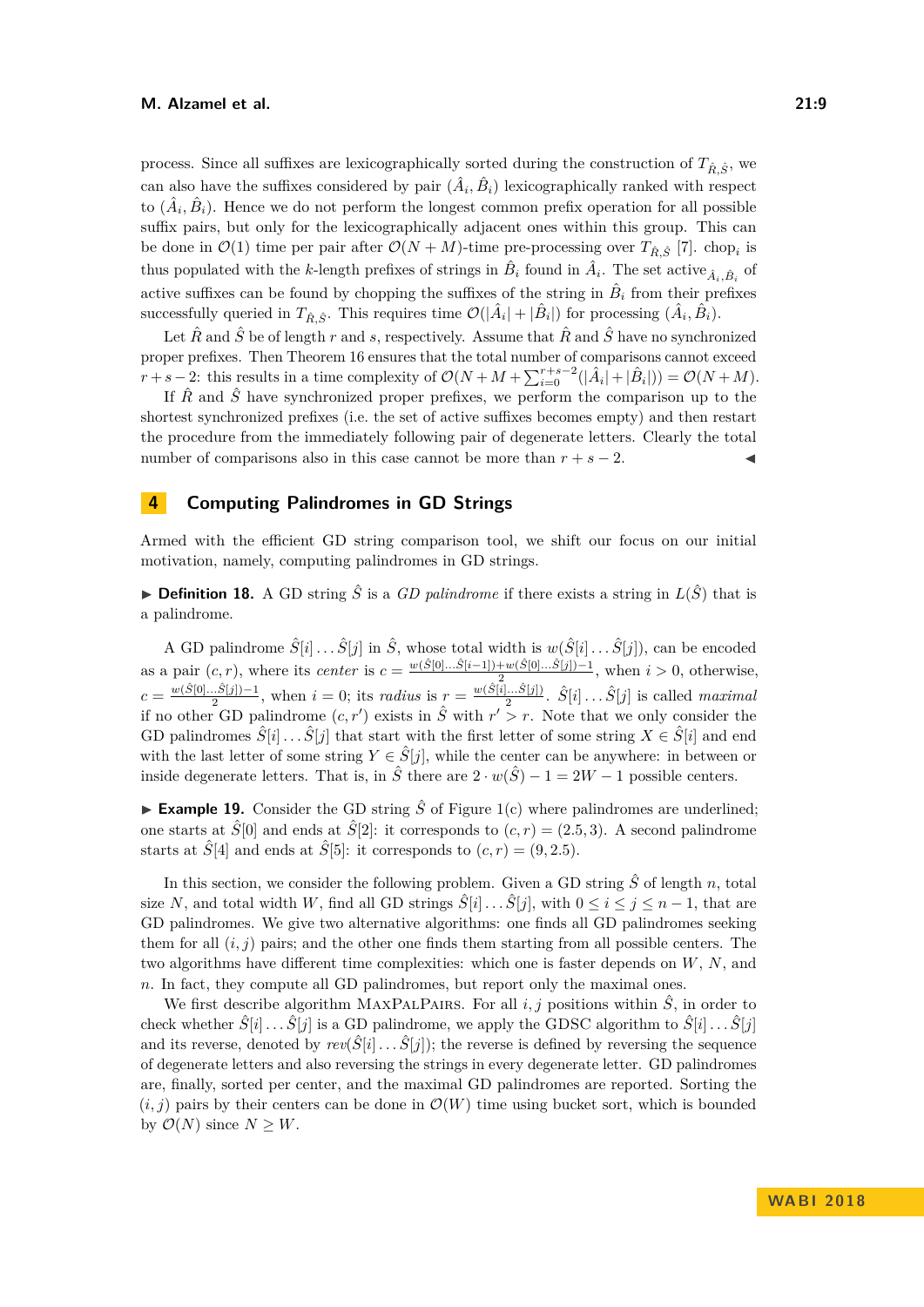process. Since all suffixes are lexicographically sorted during the construction of $T_{\hat{R},\hat{S}}$, we can also have the suffixes considered by pair $(\hat{A}_i, \hat{B}_i)$ lexicographically ranked with respect to $(\hat{A}_i, \hat{B}_i)$. Hence we do not perform the longest common prefix operation for all possible suffix pairs, but only for the lexicographically adjacent ones within this group. This can be done in $\mathcal{O}(1)$ time per pair after $\mathcal{O}(N+M)$-time pre-processing over $T_{\hat{R},\hat{S}}$ [7]. $\text{chop}_i$ is thus populated with the $k$-length prefixes of strings in $\hat{B}_i$ found in $\hat{A}_i$. The set $\text{active}_{\hat{A}_i,\hat{B}_i}$ of active suffixes can be found by chopping the suffixes of the string in $\hat{B}_i$ from their prefixes successfully queried in $T_{\hat{R},\hat{S}}$. This requires time $\mathcal{O}(|\hat{A}_i| + |\hat{B}_i|)$ for processing $(\hat{A}_i, \hat{B}_i)$.

Let $\hat{R}$ and $\hat{S}$ be of length $r$ and $s$, respectively. Assume that $\hat{R}$ and $\hat{S}$ have no synchronized proper prefixes. Then Theorem 16 ensures that the total number of comparisons cannot exceed $r+s-2$: this results in a time complexity of $\mathcal{O}(N + M + \sum_{i=0}^{r+s-2}(|\hat{A}_i| + |\hat{B}_i|)) = \mathcal{O}(N + M)$.

If $\hat{R}$ and $\hat{S}$ have synchronized proper prefixes, we perform the comparison up to the shortest synchronized prefixes (i.e. the set of active suffixes becomes empty) and then restart the procedure from the immediately following pair of degenerate letters. Clearly the total number of comparisons also in this case cannot be more than $r + s - 2$. ◀

## 4 Computing Palindromes in GD Strings

Armed with the efficient GD string comparison tool, we shift our focus on our initial motivation, namely, computing palindromes in GD strings.

▶ **Definition 18.** A GD string $\hat{S}$ is a *GD palindrome* if there exists a string in $L(\hat{S})$ that is a palindrome.

A GD palindrome $\hat{S}[i] \ldots \hat{S}[j]$ in $\hat{S}$, whose total width is $w(\hat{S}[i] \ldots \hat{S}[j])$, can be encoded as a pair $(c, r)$, where its *center* is $c = \frac{w(\hat{S}[0] \ldots \hat{S}[i-1]) + w(\hat{S}[0] \ldots \hat{S}[j]) - 1}{2}$, when $i > 0$, otherwise, $c = \frac{w(\hat{S}[0] \ldots \hat{S}[j]) - 1}{2}$, when $i = 0$; its *radius* is $r = \frac{w(\hat{S}[i] \ldots \hat{S}[j])}{2}$. $\hat{S}[i] \ldots \hat{S}[j]$ is called *maximal* if no other GD palindrome $(c, r')$ exists in $\hat{S}$ with $r' > r$. Note that we only consider the GD palindromes $\hat{S}[i] \ldots \hat{S}[j]$ that start with the first letter of some string $X \in \hat{S}[i]$ and end with the last letter of some string $Y \in \hat{S}[j]$, while the center can be anywhere: in between or inside degenerate letters. That is, in $\hat{S}$ there are $2 \cdot w(\hat{S}) - 1 = 2W - 1$ possible centers.

▶ **Example 19.** Consider the GD string $\hat{S}$ of Figure 1(c) where palindromes are underlined; one starts at $\hat{S}[0]$ and ends at $\hat{S}[2]$: it corresponds to $(c, r) = (2.5, 3)$. A second palindrome starts at $\hat{S}[4]$ and ends at $\hat{S}[5]$: it corresponds to $(c, r) = (9, 2.5)$.

In this section, we consider the following problem. Given a GD string $\hat{S}$ of length $n$, total size $N$, and total width $W$, find all GD strings $\hat{S}[i] \ldots \hat{S}[j]$, with $0 \le i \le j \le n-1$, that are GD palindromes. We give two alternative algorithms: one finds all GD palindromes seeking them for all $(i, j)$ pairs; and the other one finds them starting from all possible centers. The two algorithms have different time complexities: which one is faster depends on $W$, $N$, and $n$. In fact, they compute all GD palindromes, but report only the maximal ones.

We first describe algorithm MaxPalPairs. For all $i, j$ positions within $\hat{S}$, in order to check whether $\hat{S}[i] \ldots \hat{S}[j]$ is a GD palindrome, we apply the GDSC algorithm to $\hat{S}[i] \ldots \hat{S}[j]$ and its reverse, denoted by $rev(\hat{S}[i] \ldots \hat{S}[j])$; the reverse is defined by reversing the sequence of degenerate letters and also reversing the strings in every degenerate letter. GD palindromes are, finally, sorted per center, and the maximal GD palindromes are reported. Sorting the $(i, j)$ pairs by their centers can be done in $\mathcal{O}(W)$ time using bucket sort, which is bounded by $\mathcal{O}(N)$ since $N \ge W$.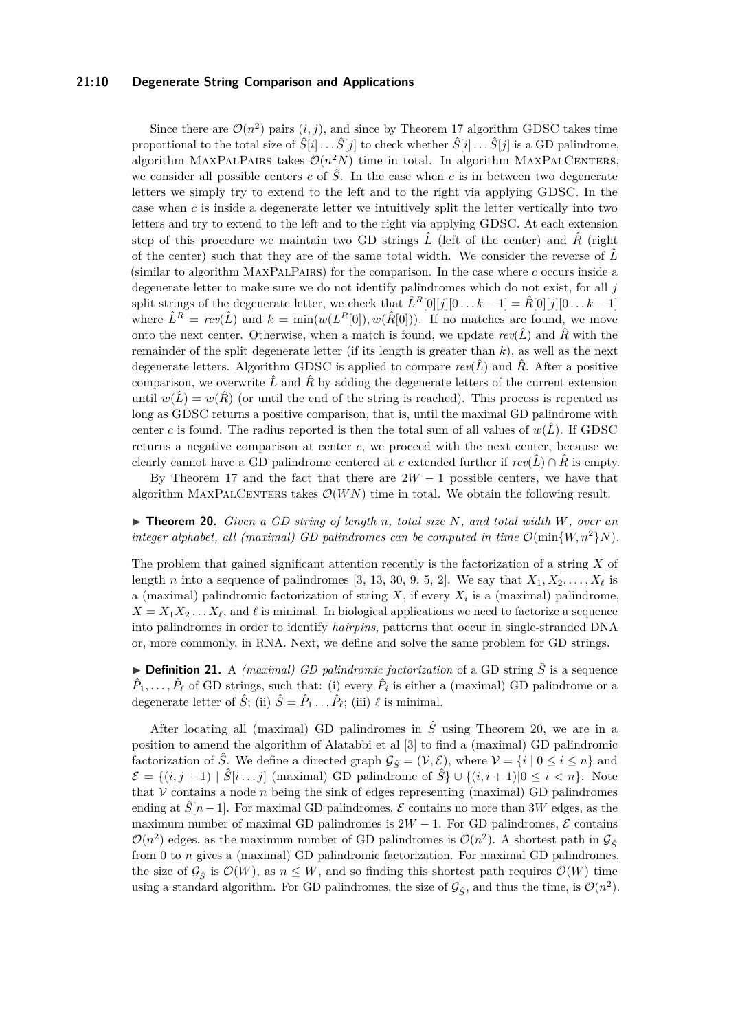Since there are $\mathcal{O}(n^2)$ pairs $(i, j)$, and since by Theorem 17 algorithm GDSC takes time proportional to the total size of $\hat{S}[i] \dots \hat{S}[j]$ to check whether $\hat{S}[i] \dots \hat{S}[j]$ is a GD palindrome, algorithm MaxPalPairs takes $\mathcal{O}(n^2 N)$ time in total. In algorithm MaxPalCenters, we consider all possible centers $c$ of $\hat{S}$. In the case when $c$ is in between two degenerate letters we simply try to extend to the left and to the right via applying GDSC. In the case when $c$ is inside a degenerate letter we intuitively split the letter vertically into two letters and try to extend to the left and to the right via applying GDSC. At each extension step of this procedure we maintain two GD strings $\hat{L}$ (left of the center) and $\hat{R}$ (right of the center) such that they are of the same total width. We consider the reverse of $\hat{L}$ (similar to algorithm MaxPalPairs) for the comparison. In the case where $c$ occurs inside a degenerate letter to make sure we do not identify palindromes which do not exist, for all $j$ split strings of the degenerate letter, we check that $\hat{L}^R[0][j][0 \dots k-1] = \hat{R}[0][j][0 \dots k-1]$ where $\hat{L}^R = rev(\hat{L})$ and $k = \min(w(L^R[0]), w(\hat{R}[0]))$. If no matches are found, we move onto the next center. Otherwise, when a match is found, we update $rev(\hat{L})$ and $\hat{R}$ with the remainder of the split degenerate letter (if its length is greater than $k$), as well as the next degenerate letters. Algorithm GDSC is applied to compare $rev(\hat{L})$ and $\hat{R}$. After a positive comparison, we overwrite $\hat{L}$ and $\hat{R}$ by adding the degenerate letters of the current extension until $w(\hat{L}) = w(\hat{R})$ (or until the end of the string is reached). This process is repeated as long as GDSC returns a positive comparison, that is, until the maximal GD palindrome with center $c$ is found. The radius reported is then the total sum of all values of $w(\hat{L})$. If GDSC returns a negative comparison at center $c$, we proceed with the next center, because we clearly cannot have a GD palindrome centered at $c$ extended further if $rev(\hat{L}) \cap \hat{R}$ is empty.

By Theorem 17 and the fact that there are $2W - 1$ possible centers, we have that algorithm MaxPalCenters takes $\mathcal{O}(WN)$ time in total. We obtain the following result.

▶ **Theorem 20.** *Given a GD string of length $n$, total size $N$, and total width $W$, over an integer alphabet, all (maximal) GD palindromes can be computed in time $\mathcal{O}(\min\{W, n^2\}N)$.*

The problem that gained significant attention recently is the factorization of a string $X$ of length $n$ into a sequence of palindromes [3, 13, 30, 9, 5, 2]. We say that $X_1, X_2, \dots, X_\ell$ is a (maximal) palindromic factorization of string $X$, if every $X_i$ is a (maximal) palindrome, $X = X_1 X_2 \dots X_\ell$, and $\ell$ is minimal. In biological applications we need to factorize a sequence into palindromes in order to identify *hairpins*, patterns that occur in single-stranded DNA or, more commonly, in RNA. Next, we define and solve the same problem for GD strings.

▶ **Definition 21.** A *(maximal) GD palindromic factorization* of a GD string $\hat{S}$ is a sequence $\hat{P}_1, \dots, \hat{P}_\ell$ of GD strings, such that: (i) every $\hat{P}_i$ is either a (maximal) GD palindrome or a degenerate letter of $\hat{S}$; (ii) $\hat{S} = \hat{P}_1 \dots \hat{P}_\ell$; (iii) $\ell$ is minimal.

After locating all (maximal) GD palindromes in $\hat{S}$ using Theorem 20, we are in a position to amend the algorithm of Alatabbi et al [3] to find a (maximal) GD palindromic factorization of $\hat{S}$. We define a directed graph $\mathcal{G}_{\hat{S}} = (\mathcal{V}, \mathcal{E})$, where $\mathcal{V} = \{i \mid 0 \le i \le n\}$ and $\mathcal{E} = \{(i, j+1) \mid \hat{S}[i \dots j] \text{ (maximal) GD palindrome of } \hat{S}\} \cup \{(i, i+1) | 0 \le i < n\}$. Note that $\mathcal{V}$ contains a node $n$ being the sink of edges representing (maximal) GD palindromes ending at $\hat{S}[n-1]$. For maximal GD palindromes, $\mathcal{E}$ contains no more than $3W$ edges, as the maximum number of maximal GD palindromes is $2W - 1$. For GD palindromes, $\mathcal{E}$ contains $\mathcal{O}(n^2)$ edges, as the maximum number of GD palindromes is $\mathcal{O}(n^2)$. A shortest path in $\mathcal{G}_{\hat{S}}$ from 0 to $n$ gives a (maximal) GD palindromic factorization. For maximal GD palindromes, the size of $\mathcal{G}_{\hat{S}}$ is $\mathcal{O}(W)$, as $n \le W$, and so finding this shortest path requires $\mathcal{O}(W)$ time using a standard algorithm. For GD palindromes, the size of $\mathcal{G}_{\hat{S}}$, and thus the time, is $\mathcal{O}(n^2)$.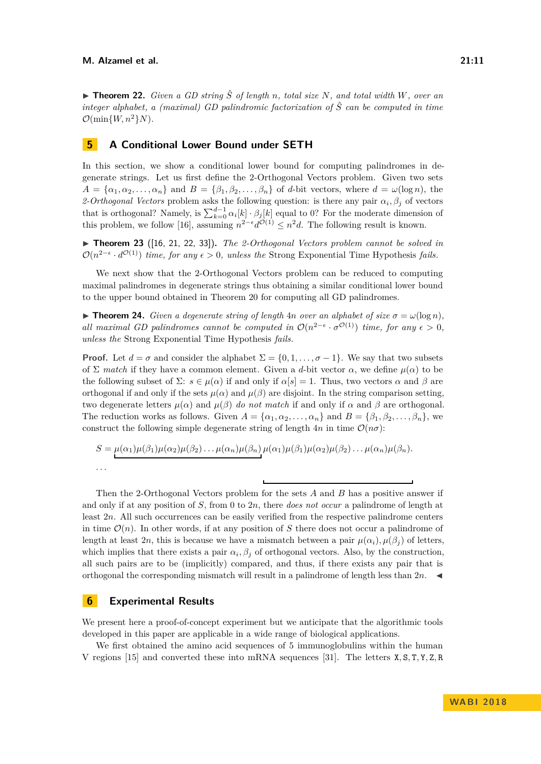▶ **Theorem 22.** *Given a GD string $\hat{S}$ of length $n$, total size $N$, and total width $W$, over an integer alphabet, a (maximal) GD palindromic factorization of $\hat{S}$ can be computed in time $\mathcal{O}(\min\{W, n^2\}N)$.*

## 5 A Conditional Lower Bound under SETH

In this section, we show a conditional lower bound for computing palindromes in degenerate strings. Let us first define the 2-Orthogonal Vectors problem. Given two sets $A = \{\alpha_1, \alpha_2, \ldots, \alpha_n\}$ and $B = \{\beta_1, \beta_2, \ldots, \beta_n\}$ of $d$-bit vectors, where $d = \omega(\log n)$, the *2-Orthogonal Vectors* problem asks the following question: is there any pair $\alpha_i, \beta_j$ of vectors that is orthogonal? Namely, is $\sum_{k=0}^{d-1} \alpha_i[k] \cdot \beta_j[k]$ equal to 0? For the moderate dimension of this problem, we follow [16], assuming $n^{2-\epsilon} d^{\mathcal{O}(1)} \leq n^2 d$. The following result is known.

▶ **Theorem 23** ([16, 21, 22, 33]). *The 2-Orthogonal Vectors problem cannot be solved in $\mathcal{O}(n^{2-\epsilon} \cdot d^{\mathcal{O}(1)})$ time, for any $\epsilon > 0$, unless the* Strong Exponential Time Hypothesis *fails.*

We next show that the 2-Orthogonal Vectors problem can be reduced to computing maximal palindromes in degenerate strings thus obtaining a similar conditional lower bound to the upper bound obtained in Theorem 20 for computing all GD palindromes.

▶ **Theorem 24.** *Given a degenerate string of length $4n$ over an alphabet of size $\sigma = \omega(\log n)$, all maximal GD palindromes cannot be computed in $\mathcal{O}(n^{2-\epsilon} \cdot \sigma^{\mathcal{O}(1)})$ time, for any $\epsilon > 0$, unless the* Strong Exponential Time Hypothesis *fails.*

**Proof.** Let $d = \sigma$ and consider the alphabet $\Sigma = \{0, 1, \ldots, \sigma - 1\}$. We say that two subsets of $\Sigma$ *match* if they have a common element. Given a $d$-bit vector $\alpha$, we define $\mu(\alpha)$ to be the following subset of $\Sigma$: $s \in \mu(\alpha)$ if and only if $\alpha[s] = 1$. Thus, two vectors $\alpha$ and $\beta$ are orthogonal if and only if the sets $\mu(\alpha)$ and $\mu(\beta)$ are disjoint. In the string comparison setting, two degenerate letters $\mu(\alpha)$ and $\mu(\beta)$ *do not match* if and only if $\alpha$ and $\beta$ are orthogonal. The reduction works as follows. Given $A = \{\alpha_1, \alpha_2, \ldots, \alpha_n\}$ and $B = \{\beta_1, \beta_2, \ldots, \beta_n\}$, we construct the following simple degenerate string of length $4n$ in time $\mathcal{O}(n\sigma)$:

$$S = \underbrace{\mu(\alpha_1)\mu(\beta_1)\mu(\alpha_2)\mu(\beta_2)\ldots\mu(\alpha_n)\mu(\beta_n)}_{\ldots}\,\overline{\mu(\alpha_1)\mu(\beta_1)\mu(\alpha_2)\mu(\beta_2)\ldots\mu(\alpha_n)\mu(\beta_n)}.$$

Then the 2-Orthogonal Vectors problem for the sets $A$ and $B$ has a positive answer if and only if at any position of $S$, from 0 to $2n$, there *does not occur* a palindrome of length at least $2n$. All such occurrences can be easily verified from the respective palindrome centers in time $\mathcal{O}(n)$. In other words, if at any position of $S$ there does not occur a palindrome of length at least $2n$, this is because we have a mismatch between a pair $\mu(\alpha_i), \mu(\beta_j)$ of letters, which implies that there exists a pair $\alpha_i, \beta_j$ of orthogonal vectors. Also, by the construction, all such pairs are to be (implicitly) compared, and thus, if there exists any pair that is orthogonal the corresponding mismatch will result in a palindrome of length less than $2n$. ◀

## 6 Experimental Results

We present here a proof-of-concept experiment but we anticipate that the algorithmic tools developed in this paper are applicable in a wide range of biological applications.

We first obtained the amino acid sequences of 5 immunoglobulins within the human V regions [15] and converted these into mRNA sequences [31]. The letters X, S, T, Y, Z, R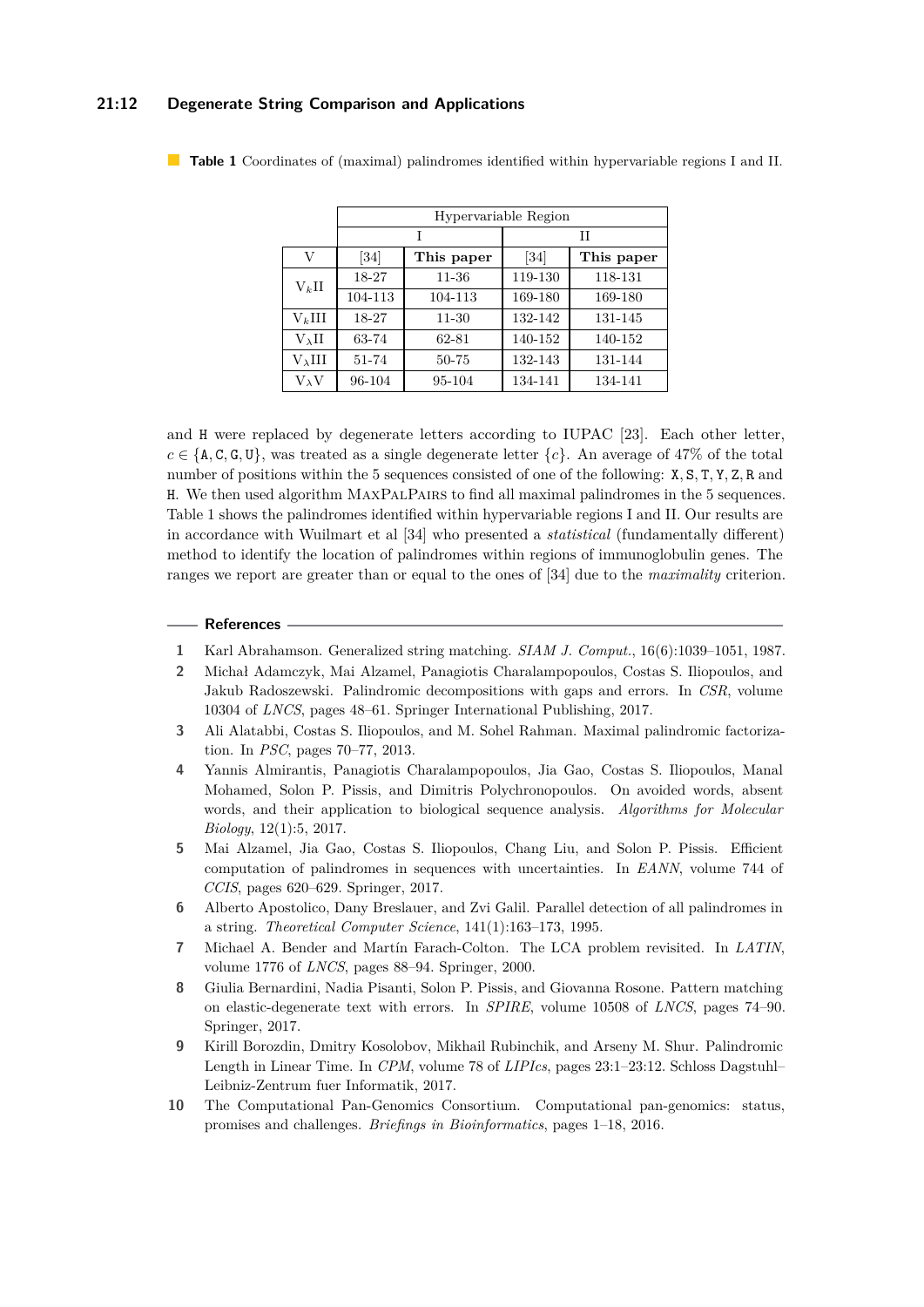**Table 1** Coordinates of (maximal) palindromes identified within hypervariable regions I and II.

| | Hypervariable Region | | | |
|---|---|---|---|---|
| | I | | II | |
| V | [34] | **This paper** | [34] | **This paper** |
| $V_k$II | 18-27 | 11-36 | 119-130 | 118-131 |
| | 104-113 | 104-113 | 169-180 | 169-180 |
| $V_k$III | 18-27 | 11-30 | 132-142 | 131-145 |
| $V_\lambda$II | 63-74 | 62-81 | 140-152 | 140-152 |
| $V_\lambda$III | 51-74 | 50-75 | 132-143 | 131-144 |
| $V_\lambda$V | 96-104 | 95-104 | 134-141 | 134-141 |

and `H` were replaced by degenerate letters according to IUPAC [23]. Each other letter, $c \in \{\texttt{A}, \texttt{C}, \texttt{G}, \texttt{U}\}$, was treated as a single degenerate letter $\{c\}$. An average of 47% of the total number of positions within the 5 sequences consisted of one of the following: `X`, `S`, `T`, `Y`, `Z`, `R` and `H`. We then used algorithm MaxPalPairs to find all maximal palindromes in the 5 sequences. Table 1 shows the palindromes identified within hypervariable regions I and II. Our results are in accordance with Wuilmart et al [34] who presented a *statistical* (fundamentally different) method to identify the location of palindromes within regions of immunoglobulin genes. The ranges we report are greater than or equal to the ones of [34] due to the *maximality* criterion.

## References

1. Karl Abrahamson. Generalized string matching. *SIAM J. Comput.*, 16(6):1039–1051, 1987.
2. Michał Adamczyk, Mai Alzamel, Panagiotis Charalampopoulos, Costas S. Iliopoulos, and Jakub Radoszewski. Palindromic decompositions with gaps and errors. In *CSR*, volume 10304 of *LNCS*, pages 48–61. Springer International Publishing, 2017.
3. Ali Alatabbi, Costas S. Iliopoulos, and M. Sohel Rahman. Maximal palindromic factorization. In *PSC*, pages 70–77, 2013.
4. Yannis Almirantis, Panagiotis Charalampopoulos, Jia Gao, Costas S. Iliopoulos, Manal Mohamed, Solon P. Pissis, and Dimitris Polychronopoulos. On avoided words, absent words, and their application to biological sequence analysis. *Algorithms for Molecular Biology*, 12(1):5, 2017.
5. Mai Alzamel, Jia Gao, Costas S. Iliopoulos, Chang Liu, and Solon P. Pissis. Efficient computation of palindromes in sequences with uncertainties. In *EANN*, volume 744 of *CCIS*, pages 620–629. Springer, 2017.
6. Alberto Apostolico, Dany Breslauer, and Zvi Galil. Parallel detection of all palindromes in a string. *Theoretical Computer Science*, 141(1):163–173, 1995.
7. Michael A. Bender and Martín Farach-Colton. The LCA problem revisited. In *LATIN*, volume 1776 of *LNCS*, pages 88–94. Springer, 2000.
8. Giulia Bernardini, Nadia Pisanti, Solon P. Pissis, and Giovanna Rosone. Pattern matching on elastic-degenerate text with errors. In *SPIRE*, volume 10508 of *LNCS*, pages 74–90. Springer, 2017.
9. Kirill Borozdin, Dmitry Kosolobov, Mikhail Rubinchik, and Arseny M. Shur. Palindromic Length in Linear Time. In *CPM*, volume 78 of *LIPIcs*, pages 23:1–23:12. Schloss Dagstuhl–Leibniz-Zentrum fuer Informatik, 2017.
10. The Computational Pan-Genomics Consortium. Computational pan-genomics: status, promises and challenges. *Briefings in Bioinformatics*, pages 1–18, 2016.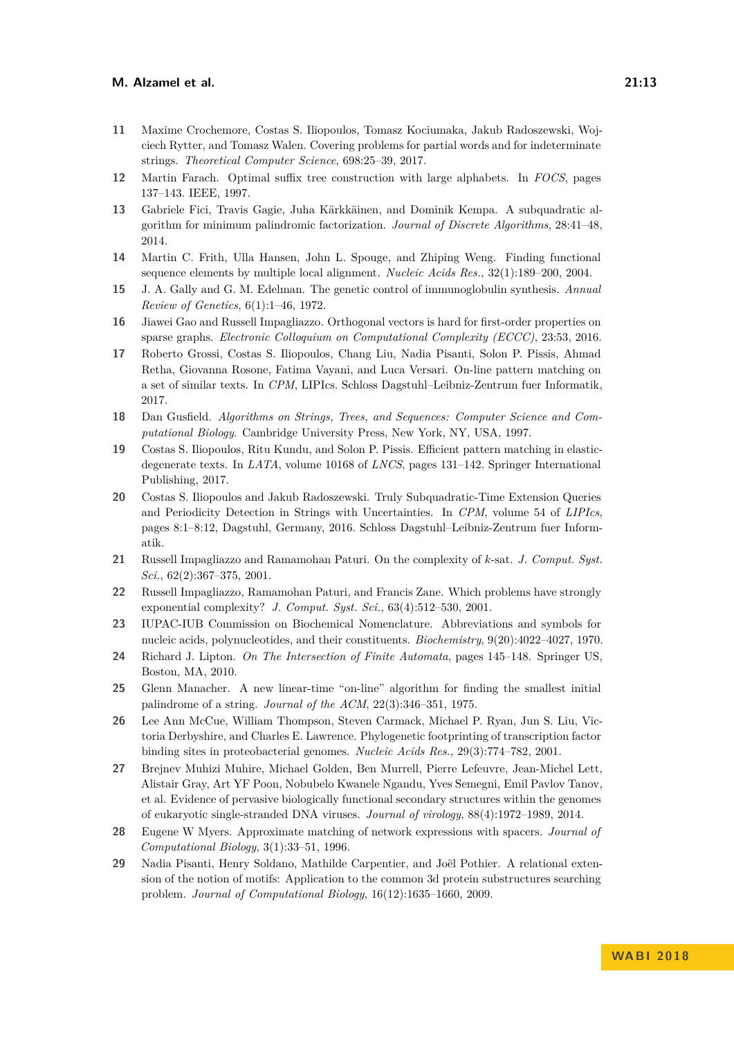11. Maxime Crochemore, Costas S. Iliopoulos, Tomasz Kociumaka, Jakub Radoszewski, Wojciech Rytter, and Tomasz Walen. Covering problems for partial words and for indeterminate strings. *Theoretical Computer Science*, 698:25–39, 2017.
12. Martin Farach. Optimal suffix tree construction with large alphabets. In *FOCS*, pages 137–143. IEEE, 1997.
13. Gabriele Fici, Travis Gagie, Juha Kärkkäinen, and Dominik Kempa. A subquadratic algorithm for minimum palindromic factorization. *Journal of Discrete Algorithms*, 28:41–48, 2014.
14. Martin C. Frith, Ulla Hansen, John L. Spouge, and Zhiping Weng. Finding functional sequence elements by multiple local alignment. *Nucleic Acids Res.*, 32(1):189–200, 2004.
15. J. A. Gally and G. M. Edelman. The genetic control of immunoglobulin synthesis. *Annual Review of Genetics*, 6(1):1–46, 1972.
16. Jiawei Gao and Russell Impagliazzo. Orthogonal vectors is hard for first-order properties on sparse graphs. *Electronic Colloquium on Computational Complexity (ECCC)*, 23:53, 2016.
17. Roberto Grossi, Costas S. Iliopoulos, Chang Liu, Nadia Pisanti, Solon P. Pissis, Ahmad Retha, Giovanna Rosone, Fatima Vayani, and Luca Versari. On-line pattern matching on a set of similar texts. In *CPM*, LIPIcs. Schloss Dagstuhl–Leibniz-Zentrum fuer Informatik, 2017.
18. Dan Gusfield. *Algorithms on Strings, Trees, and Sequences: Computer Science and Computational Biology*. Cambridge University Press, New York, NY, USA, 1997.
19. Costas S. Iliopoulos, Ritu Kundu, and Solon P. Pissis. Efficient pattern matching in elastic-degenerate texts. In *LATA*, volume 10168 of *LNCS*, pages 131–142. Springer International Publishing, 2017.
20. Costas S. Iliopoulos and Jakub Radoszewski. Truly Subquadratic-Time Extension Queries and Periodicity Detection in Strings with Uncertainties. In *CPM*, volume 54 of *LIPIcs*, pages 8:1–8:12, Dagstuhl, Germany, 2016. Schloss Dagstuhl–Leibniz-Zentrum fuer Informatik.
21. Russell Impagliazzo and Ramamohan Paturi. On the complexity of $k$-sat. *J. Comput. Syst. Sci.*, 62(2):367–375, 2001.
22. Russell Impagliazzo, Ramamohan Paturi, and Francis Zane. Which problems have strongly exponential complexity? *J. Comput. Syst. Sci.*, 63(4):512–530, 2001.
23. IUPAC-IUB Commission on Biochemical Nomenclature. Abbreviations and symbols for nucleic acids, polynucleotides, and their constituents. *Biochemistry*, 9(20):4022–4027, 1970.
24. Richard J. Lipton. *On The Intersection of Finite Automata*, pages 145–148. Springer US, Boston, MA, 2010.
25. Glenn Manacher. A new linear-time "on-line" algorithm for finding the smallest initial palindrome of a string. *Journal of the ACM*, 22(3):346–351, 1975.
26. Lee Ann McCue, William Thompson, Steven Carmack, Michael P. Ryan, Jun S. Liu, Victoria Derbyshire, and Charles E. Lawrence. Phylogenetic footprinting of transcription factor binding sites in proteobacterial genomes. *Nucleic Acids Res.*, 29(3):774–782, 2001.
27. Brejnev Muhizi Muhire, Michael Golden, Ben Murrell, Pierre Lefeuvre, Jean-Michel Lett, Alistair Gray, Art YF Poon, Nobubelo Kwanele Ngandu, Yves Semegni, Emil Pavlov Tanov, et al. Evidence of pervasive biologically functional secondary structures within the genomes of eukaryotic single-stranded DNA viruses. *Journal of virology*, 88(4):1972–1989, 2014.
28. Eugene W Myers. Approximate matching of network expressions with spacers. *Journal of Computational Biology*, 3(1):33–51, 1996.
29. Nadia Pisanti, Henry Soldano, Mathilde Carpentier, and Joël Pothier. A relational extension of the notion of motifs: Application to the common 3d protein substructures searching problem. *Journal of Computational Biology*, 16(12):1635–1660, 2009.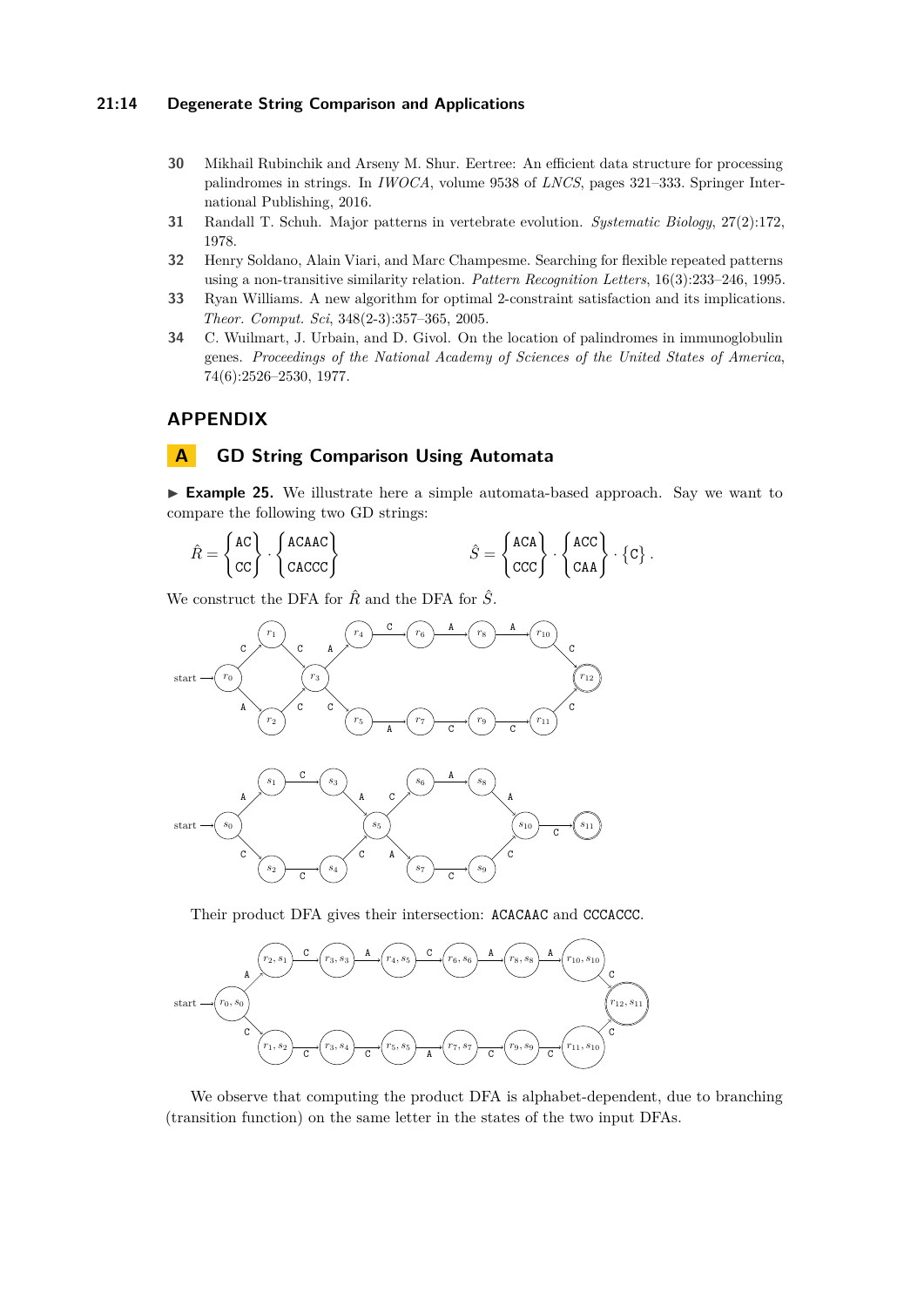30 Mikhail Rubinchik and Arseny M. Shur. Eertree: An efficient data structure for processing palindromes in strings. In *IWOCA*, volume 9538 of *LNCS*, pages 321–333. Springer International Publishing, 2016.

31 Randall T. Schuh. Major patterns in vertebrate evolution. *Systematic Biology*, 27(2):172, 1978.

32 Henry Soldano, Alain Viari, and Marc Champesme. Searching for flexible repeated patterns using a non-transitive similarity relation. *Pattern Recognition Letters*, 16(3):233–246, 1995.

33 Ryan Williams. A new algorithm for optimal 2-constraint satisfaction and its implications. *Theor. Comput. Sci*, 348(2-3):357–365, 2005.

34 C. Wuilmart, J. Urbain, and D. Givol. On the location of palindromes in immunoglobulin genes. *Proceedings of the National Academy of Sciences of the United States of America*, 74(6):2526–2530, 1977.

# APPENDIX

## A GD String Comparison Using Automata

▶ **Example 25.** We illustrate here a simple automata-based approach. Say we want to compare the following two GD strings:

$$\hat{R} = \begin{Bmatrix} \texttt{AC} \\ \texttt{CC} \end{Bmatrix} \cdot \begin{Bmatrix} \texttt{ACAAC} \\ \texttt{CACCC} \end{Bmatrix} \qquad\qquad \hat{S} = \begin{Bmatrix} \texttt{ACA} \\ \texttt{CCC} \end{Bmatrix} \cdot \begin{Bmatrix} \texttt{ACC} \\ \texttt{CAA} \end{Bmatrix} \cdot \{\texttt{C}\}.$$

We construct the DFA for $\hat{R}$ and the DFA for $\hat{S}$.

start
$r_0$ $r_1$ $r_2$ $r_3$ $r_4$ $r_5$ $r_6$ $r_7$ $r_8$ $r_9$ $r_{10}$ $r_{11}$ $r_{12}$
C A C C A C C A A A C A C C C

start
$s_0$ $s_1$ $s_2$ $s_3$ $s_4$ $s_5$ $s_6$ $s_7$ $s_8$ $s_9$ $s_{10}$ $s_{11}$
A C C C A C C A A C A C C

Their product DFA gives their intersection: ACACAAC and CCCACCC.

start
$r_0, s_0$ $r_2, s_1$ $r_3, s_3$ $r_4, s_5$ $r_6, s_6$ $r_8, s_8$ $r_{10}, s_{10}$ $r_{12}, s_{11}$ $r_1, s_2$ $r_3, s_4$ $r_5, s_5$ $r_7, s_7$ $r_9, s_9$ $r_{11}, s_{10}$
A C A C A A C C C C A C C C

We observe that computing the product DFA is alphabet-dependent, due to branching (transition function) on the same letter in the states of the two input DFAs.